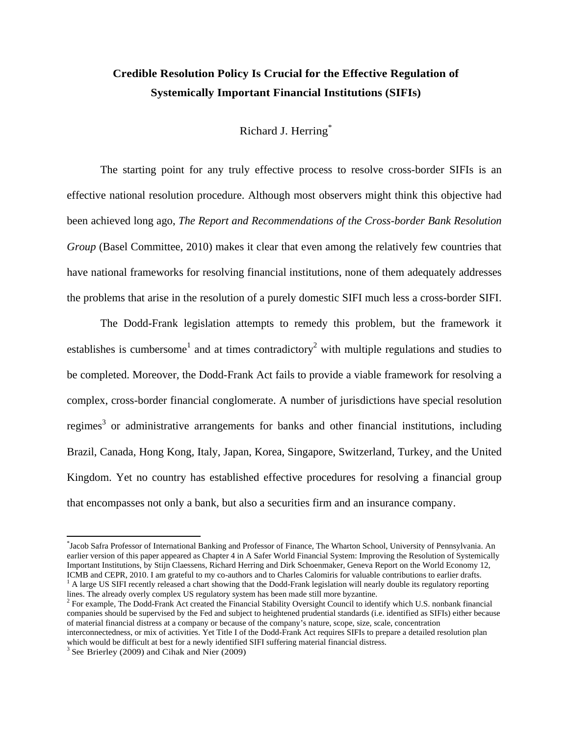# Credible Resolution Policy Is Crucial for the Effective Regulation of Systemically Important Financial Institutions (SIFIs)

Richard J. Herring[*]

The starting point for any truly effective process to resolve cross-border SIFIs is an effective national resolution procedure. Although most observers might think this objective had been achieved long ago, *The Report and Recommendations of the Cross-border Bank Resolution Group* (Basel Committee, 2010) makes it clear that even among the relatively few countries that have national frameworks for resolving financial institutions, none of them adequately addresses the problems that arise in the resolution of a purely domestic SIFI much less a cross-border SIFI.

The Dodd-Frank legislation attempts to remedy this problem, but the framework it establishes is cumbersome[1] and at times contradictory[2] with multiple regulations and studies to be completed. Moreover, the Dodd-Frank Act fails to provide a viable framework for resolving a complex, cross-border financial conglomerate. A number of jurisdictions have special resolution regimes[3] or administrative arrangements for banks and other financial institutions, including Brazil, Canada, Hong Kong, Italy, Japan, Korea, Singapore, Switzerland, Turkey, and the United Kingdom. Yet no country has established effective procedures for resolving a financial group that encompasses not only a bank, but also a securities firm and an insurance company.

---

[*] Jacob Safra Professor of International Banking and Professor of Finance, The Wharton School, University of Pennsylvania. An earlier version of this paper appeared as Chapter 4 in A Safer World Financial System: Improving the Resolution of Systemically Important Institutions, by Stijn Claessens, Richard Herring and Dirk Schoenmaker, Geneva Report on the World Economy 12, ICMB and CEPR, 2010. I am grateful to my co-authors and to Charles Calomiris for valuable contributions to earlier drafts.

[1] A large US SIFI recently released a chart showing that the Dodd-Frank legislation will nearly double its regulatory reporting lines. The already overly complex US regulatory system has been made still more byzantine.

[2] For example, The Dodd-Frank Act created the Financial Stability Oversight Council to identify which U.S. nonbank financial companies should be supervised by the Fed and subject to heightened prudential standards (i.e. identified as SIFIs) either because of material financial distress at a company or because of the company's nature, scope, size, scale, concentration interconnectedness, or mix of activities. Yet Title I of the Dodd-Frank Act requires SIFIs to prepare a detailed resolution plan which would be difficult at best for a newly identified SIFI suffering material financial distress.

[3] See Brierley (2009) and Cihak and Nier (2009)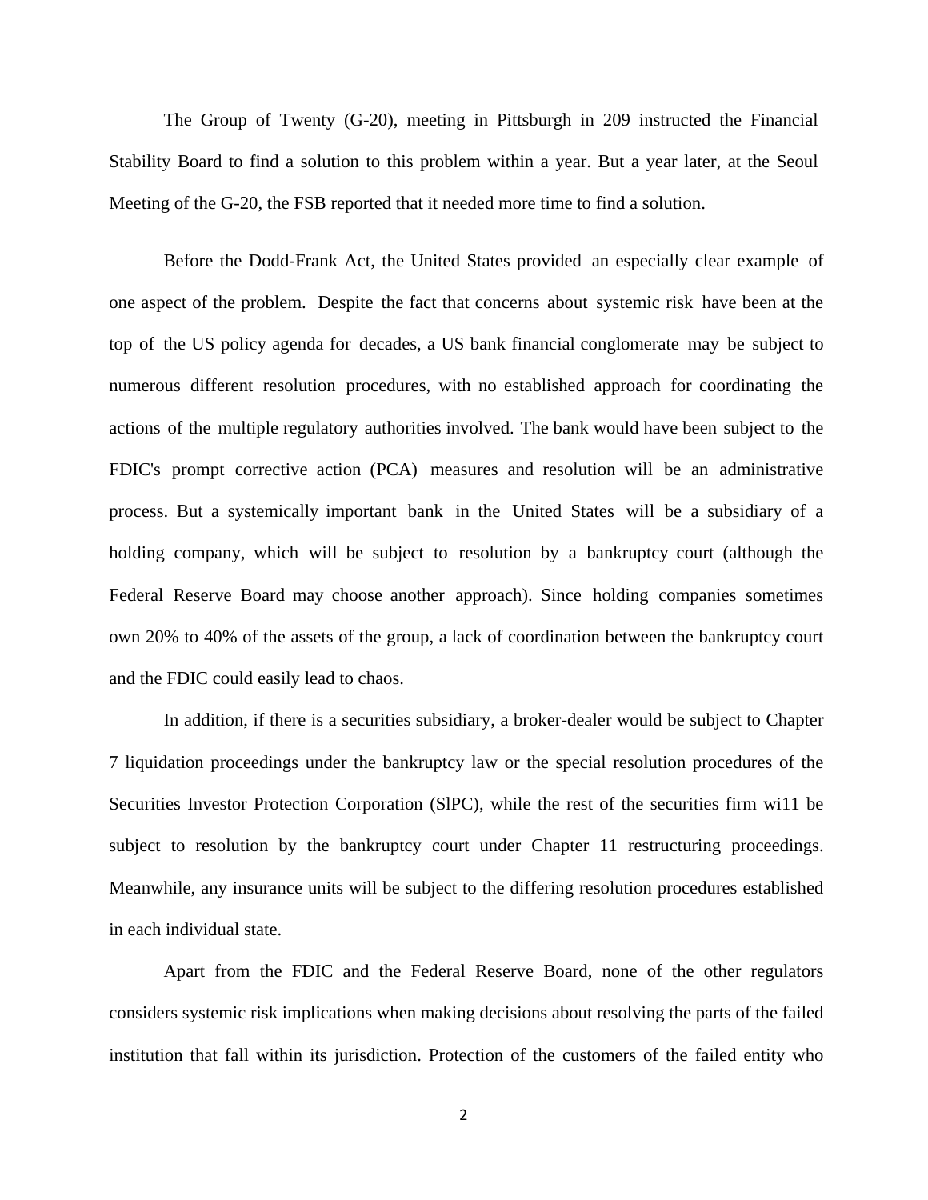The Group of Twenty (G-20), meeting in Pittsburgh in 209 instructed the Financial Stability Board to find a solution to this problem within a year. But a year later, at the Seoul Meeting of the G-20, the FSB reported that it needed more time to find a solution.

Before the Dodd-Frank Act, the United States provided an especially clear example of one aspect of the problem. Despite the fact that concerns about systemic risk have been at the top of the US policy agenda for decades, a US bank financial conglomerate may be subject to numerous different resolution procedures, with no established approach for coordinating the actions of the multiple regulatory authorities involved. The bank would have been subject to the FDIC's prompt corrective action (PCA) measures and resolution will be an administrative process. But a systemically important bank in the United States will be a subsidiary of a holding company, which will be subject to resolution by a bankruptcy court (although the Federal Reserve Board may choose another approach). Since holding companies sometimes own 20% to 40% of the assets of the group, a lack of coordination between the bankruptcy court and the FDIC could easily lead to chaos.

In addition, if there is a securities subsidiary, a broker-dealer would be subject to Chapter 7 liquidation proceedings under the bankruptcy law or the special resolution procedures of the Securities Investor Protection Corporation (SlPC), while the rest of the securities firm wi11 be subject to resolution by the bankruptcy court under Chapter 11 restructuring proceedings. Meanwhile, any insurance units will be subject to the differing resolution procedures established in each individual state.

Apart from the FDIC and the Federal Reserve Board, none of the other regulators considers systemic risk implications when making decisions about resolving the parts of the failed institution that fall within its jurisdiction. Protection of the customers of the failed entity who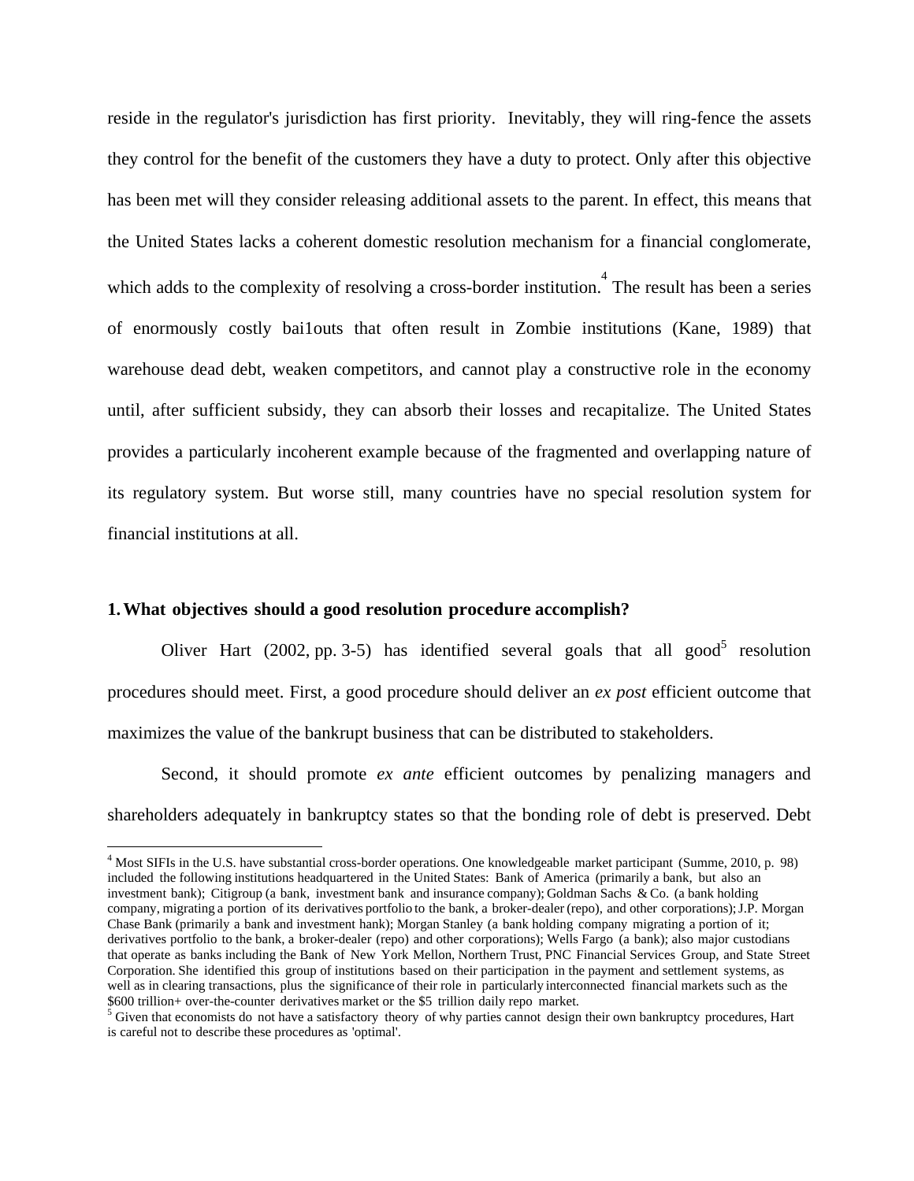reside in the regulator's jurisdiction has first priority. Inevitably, they will ring-fence the assets they control for the benefit of the customers they have a duty to protect. Only after this objective has been met will they consider releasing additional assets to the parent. In effect, this means that the United States lacks a coherent domestic resolution mechanism for a financial conglomerate, which adds to the complexity of resolving a cross-border institution.[4] The result has been a series of enormously costly bai1outs that often result in Zombie institutions (Kane, 1989) that warehouse dead debt, weaken competitors, and cannot play a constructive role in the economy until, after sufficient subsidy, they can absorb their losses and recapitalize. The United States provides a particularly incoherent example because of the fragmented and overlapping nature of its regulatory system. But worse still, many countries have no special resolution system for financial institutions at all.

## 1. What objectives should a good resolution procedure accomplish?

Oliver Hart (2002, pp. 3-5) has identified several goals that all good[5] resolution procedures should meet. First, a good procedure should deliver an *ex post* efficient outcome that maximizes the value of the bankrupt business that can be distributed to stakeholders.

Second, it should promote *ex ante* efficient outcomes by penalizing managers and shareholders adequately in bankruptcy states so that the bonding role of debt is preserved. Debt

---

[4] Most SIFIs in the U.S. have substantial cross-border operations. One knowledgeable market participant (Summe, 2010, p. 98) included the following institutions headquartered in the United States: Bank of America (primarily a bank, but also an investment bank); Citigroup (a bank, investment bank and insurance company); Goldman Sachs & Co. (a bank holding company, migrating a portion of its derivatives portfolio to the bank, a broker-dealer (repo), and other corporations); J.P. Morgan Chase Bank (primarily a bank and investment hank); Morgan Stanley (a bank holding company migrating a portion of it; derivatives portfolio to the bank, a broker-dealer (repo) and other corporations); Wells Fargo (a bank); also major custodians that operate as banks including the Bank of New York Mellon, Northern Trust, PNC Financial Services Group, and State Street Corporation. She identified this group of institutions based on their participation in the payment and settlement systems, as well as in clearing transactions, plus the significance of their role in particularly interconnected financial markets such as the $600 trillion+ over-the-counter derivatives market or the $5 trillion daily repo market.

[5] Given that economists do not have a satisfactory theory of why parties cannot design their own bankruptcy procedures, Hart is careful not to describe these procedures as 'optimal'.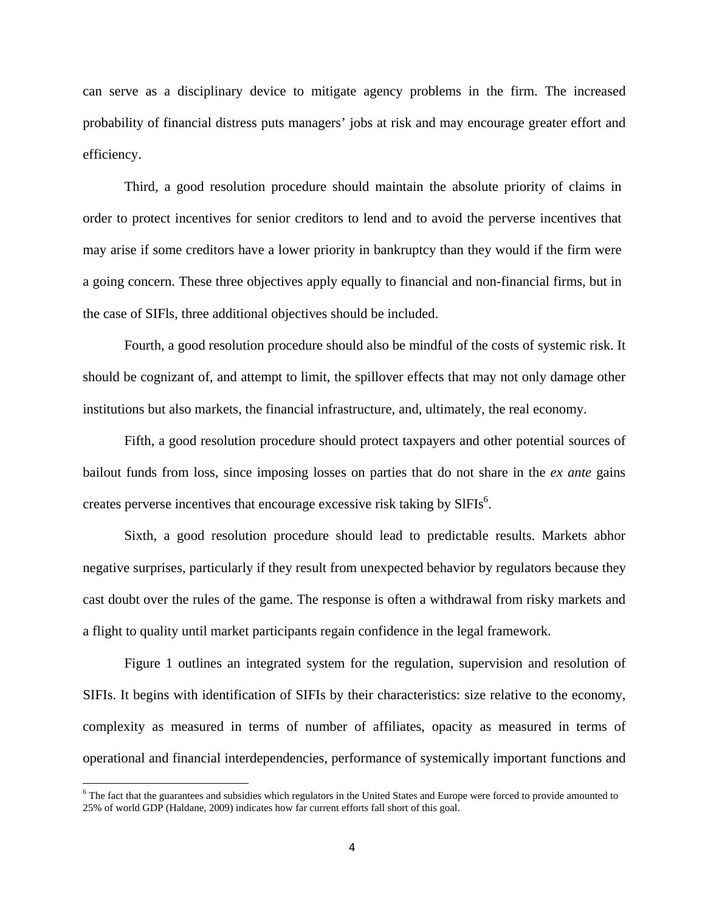can serve as a disciplinary device to mitigate agency problems in the firm. The increased probability of financial distress puts managers' jobs at risk and may encourage greater effort and efficiency.

Third, a good resolution procedure should maintain the absolute priority of claims in order to protect incentives for senior creditors to lend and to avoid the perverse incentives that may arise if some creditors have a lower priority in bankruptcy than they would if the firm were a going concern. These three objectives apply equally to financial and non-financial firms, but in the case of SIFls, three additional objectives should be included.

Fourth, a good resolution procedure should also be mindful of the costs of systemic risk. It should be cognizant of, and attempt to limit, the spillover effects that may not only damage other institutions but also markets, the financial infrastructure, and, ultimately, the real economy.

Fifth, a good resolution procedure should protect taxpayers and other potential sources of bailout funds from loss, since imposing losses on parties that do not share in the *ex ante* gains creates perverse incentives that encourage excessive risk taking by SlFIs[6].

Sixth, a good resolution procedure should lead to predictable results. Markets abhor negative surprises, particularly if they result from unexpected behavior by regulators because they cast doubt over the rules of the game. The response is often a withdrawal from risky markets and a flight to quality until market participants regain confidence in the legal framework.

Figure 1 outlines an integrated system for the regulation, supervision and resolution of SIFIs. It begins with identification of SIFIs by their characteristics: size relative to the economy, complexity as measured in terms of number of affiliates, opacity as measured in terms of operational and financial interdependencies, performance of systemically important functions and

[6] The fact that the guarantees and subsidies which regulators in the United States and Europe were forced to provide amounted to 25% of world GDP (Haldane, 2009) indicates how far current efforts fall short of this goal.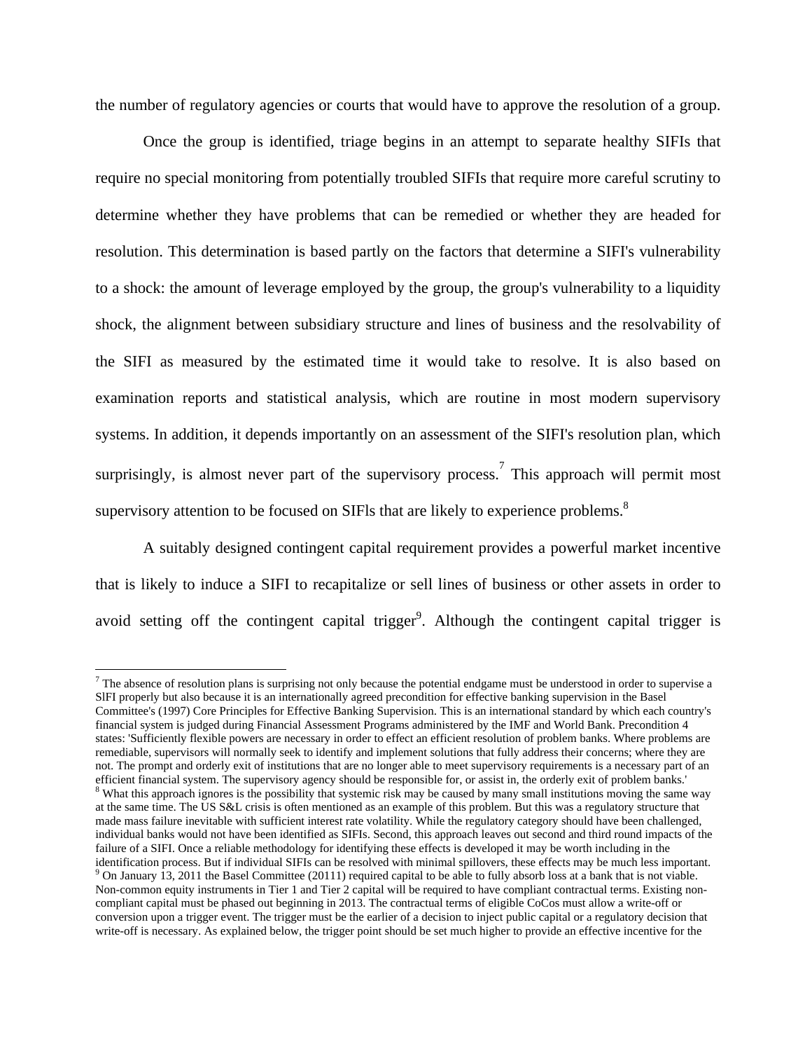the number of regulatory agencies or courts that would have to approve the resolution of a group.

Once the group is identified, triage begins in an attempt to separate healthy SIFIs that require no special monitoring from potentially troubled SIFIs that require more careful scrutiny to determine whether they have problems that can be remedied or whether they are headed for resolution. This determination is based partly on the factors that determine a SIFI's vulnerability to a shock: the amount of leverage employed by the group, the group's vulnerability to a liquidity shock, the alignment between subsidiary structure and lines of business and the resolvability of the SIFI as measured by the estimated time it would take to resolve. It is also based on examination reports and statistical analysis, which are routine in most modern supervisory systems. In addition, it depends importantly on an assessment of the SIFI's resolution plan, which surprisingly, is almost never part of the supervisory process.[7] This approach will permit most supervisory attention to be focused on SIFls that are likely to experience problems.[8]

A suitably designed contingent capital requirement provides a powerful market incentive that is likely to induce a SIFI to recapitalize or sell lines of business or other assets in order to avoid setting off the contingent capital trigger[9]. Although the contingent capital trigger is

---

[7] The absence of resolution plans is surprising not only because the potential endgame must be understood in order to supervise a SlFI properly but also because it is an internationally agreed precondition for effective banking supervision in the Basel Committee's (1997) Core Principles for Effective Banking Supervision. This is an international standard by which each country's financial system is judged during Financial Assessment Programs administered by the IMF and World Bank. Precondition 4 states: 'Sufficiently flexible powers are necessary in order to effect an efficient resolution of problem banks. Where problems are remediable, supervisors will normally seek to identify and implement solutions that fully address their concerns; where they are not. The prompt and orderly exit of institutions that are no longer able to meet supervisory requirements is a necessary part of an efficient financial system. The supervisory agency should be responsible for, or assist in, the orderly exit of problem banks.'

[8] What this approach ignores is the possibility that systemic risk may be caused by many small institutions moving the same way at the same time. The US S&L crisis is often mentioned as an example of this problem. But this was a regulatory structure that made mass failure inevitable with sufficient interest rate volatility. While the regulatory category should have been challenged, individual banks would not have been identified as SIFIs. Second, this approach leaves out second and third round impacts of the failure of a SIFI. Once a reliable methodology for identifying these effects is developed it may be worth including in the identification process. But if individual SIFIs can be resolved with minimal spillovers, these effects may be much less important.

[9] On January 13, 2011 the Basel Committee (20111) required capital to be able to fully absorb loss at a bank that is not viable. Non-common equity instruments in Tier 1 and Tier 2 capital will be required to have compliant contractual terms. Existing non-compliant capital must be phased out beginning in 2013. The contractual terms of eligible CoCos must allow a write-off or conversion upon a trigger event. The trigger must be the earlier of a decision to inject public capital or a regulatory decision that write-off is necessary. As explained below, the trigger point should be set much higher to provide an effective incentive for the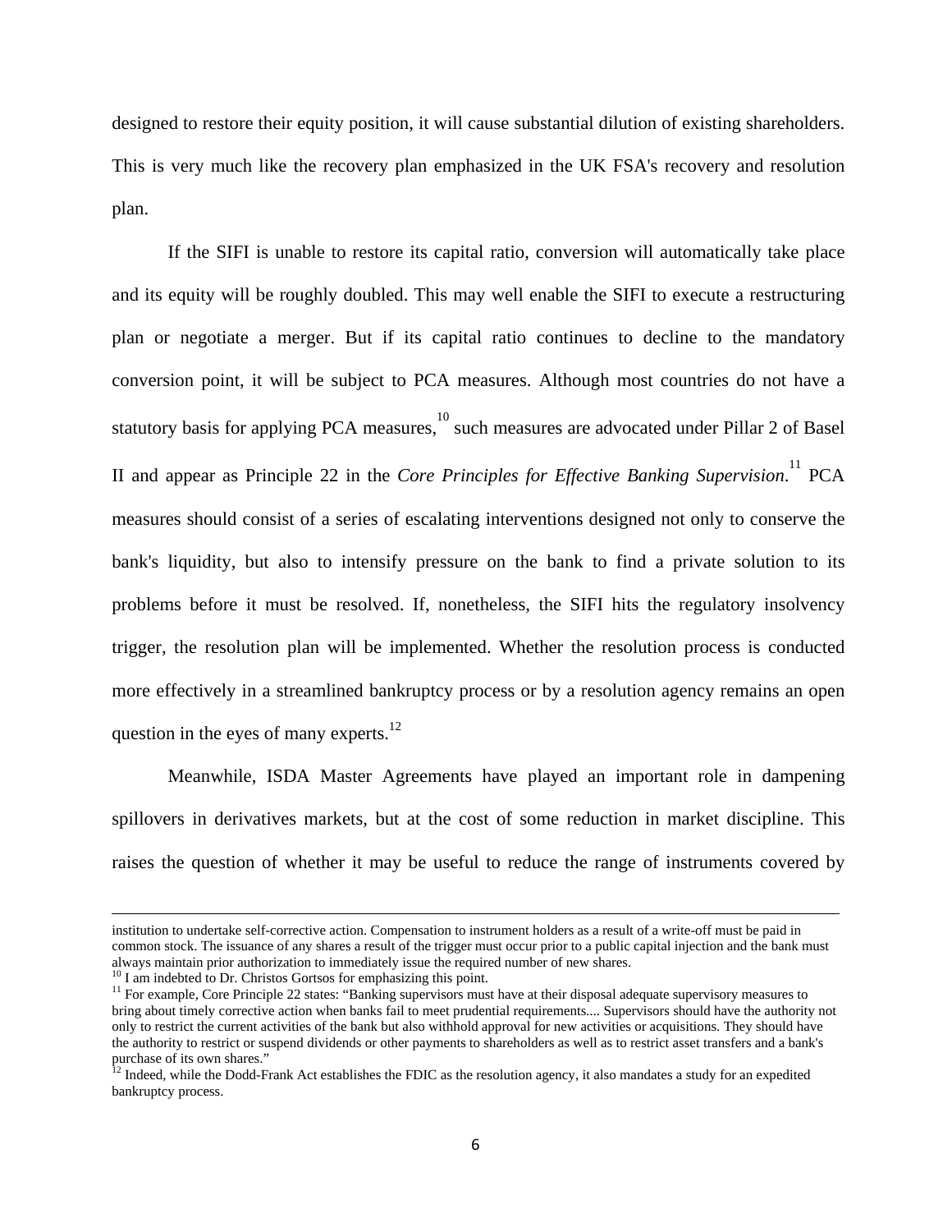designed to restore their equity position, it will cause substantial dilution of existing shareholders. This is very much like the recovery plan emphasized in the UK FSA's recovery and resolution plan.

If the SIFI is unable to restore its capital ratio, conversion will automatically take place and its equity will be roughly doubled. This may well enable the SIFI to execute a restructuring plan or negotiate a merger. But if its capital ratio continues to decline to the mandatory conversion point, it will be subject to PCA measures. Although most countries do not have a statutory basis for applying PCA measures,[10] such measures are advocated under Pillar 2 of Basel II and appear as Principle 22 in the *Core Principles for Effective Banking Supervision*.[11] PCA measures should consist of a series of escalating interventions designed not only to conserve the bank's liquidity, but also to intensify pressure on the bank to find a private solution to its problems before it must be resolved. If, nonetheless, the SIFI hits the regulatory insolvency trigger, the resolution plan will be implemented. Whether the resolution process is conducted more effectively in a streamlined bankruptcy process or by a resolution agency remains an open question in the eyes of many experts.[12]

Meanwhile, ISDA Master Agreements have played an important role in dampening spillovers in derivatives markets, but at the cost of some reduction in market discipline. This raises the question of whether it may be useful to reduce the range of instruments covered by

---

institution to undertake self-corrective action. Compensation to instrument holders as a result of a write-off must be paid in common stock. The issuance of any shares a result of the trigger must occur prior to a public capital injection and the bank must always maintain prior authorization to immediately issue the required number of new shares.

[10] I am indebted to Dr. Christos Gortsos for emphasizing this point.

[11] For example, Core Principle 22 states: "Banking supervisors must have at their disposal adequate supervisory measures to bring about timely corrective action when banks fail to meet prudential requirements.... Supervisors should have the authority not only to restrict the current activities of the bank but also withhold approval for new activities or acquisitions. They should have the authority to restrict or suspend dividends or other payments to shareholders as well as to restrict asset transfers and a bank's purchase of its own shares."

[12] Indeed, while the Dodd-Frank Act establishes the FDIC as the resolution agency, it also mandates a study for an expedited bankruptcy process.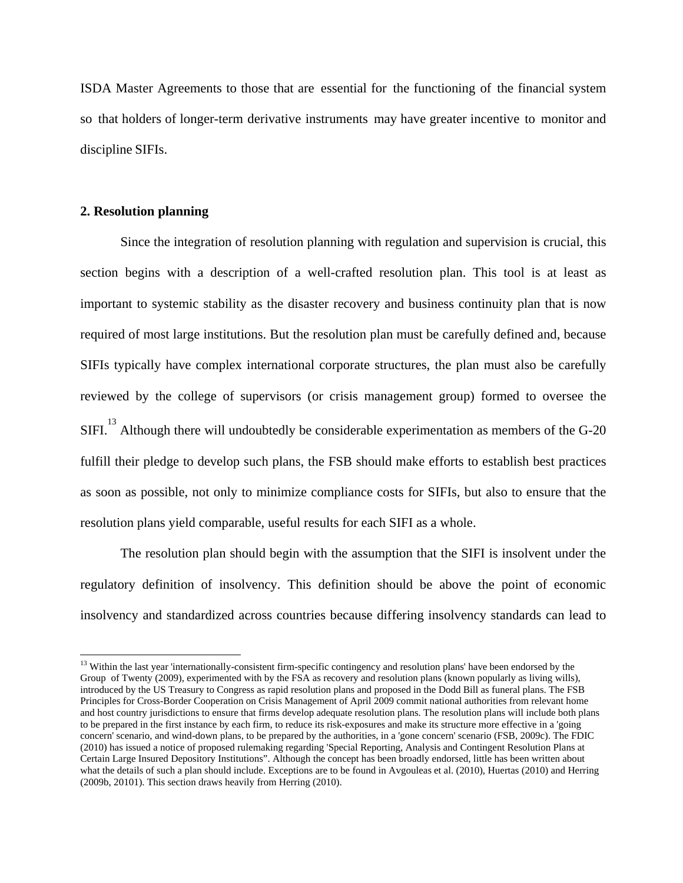ISDA Master Agreements to those that are essential for the functioning of the financial system so that holders of longer-term derivative instruments may have greater incentive to monitor and discipline SIFIs.

## 2. Resolution planning

Since the integration of resolution planning with regulation and supervision is crucial, this section begins with a description of a well-crafted resolution plan. This tool is at least as important to systemic stability as the disaster recovery and business continuity plan that is now required of most large institutions. But the resolution plan must be carefully defined and, because SIFIs typically have complex international corporate structures, the plan must also be carefully reviewed by the college of supervisors (or crisis management group) formed to oversee the SIFI.[13] Although there will undoubtedly be considerable experimentation as members of the G-20 fulfill their pledge to develop such plans, the FSB should make efforts to establish best practices as soon as possible, not only to minimize compliance costs for SIFIs, but also to ensure that the resolution plans yield comparable, useful results for each SIFI as a whole.

The resolution plan should begin with the assumption that the SIFI is insolvent under the regulatory definition of insolvency. This definition should be above the point of economic insolvency and standardized across countries because differing insolvency standards can lead to

[13] Within the last year 'internationally-consistent firm-specific contingency and resolution plans' have been endorsed by the Group of Twenty (2009), experimented with by the FSA as recovery and resolution plans (known popularly as living wills), introduced by the US Treasury to Congress as rapid resolution plans and proposed in the Dodd Bill as funeral plans. The FSB Principles for Cross-Border Cooperation on Crisis Management of April 2009 commit national authorities from relevant home and host country jurisdictions to ensure that firms develop adequate resolution plans. The resolution plans will include both plans to be prepared in the first instance by each firm, to reduce its risk-exposures and make its structure more effective in a 'going concern' scenario, and wind-down plans, to be prepared by the authorities, in a 'gone concern' scenario (FSB, 2009c). The FDIC (2010) has issued a notice of proposed rulemaking regarding 'Special Reporting, Analysis and Contingent Resolution Plans at Certain Large Insured Depository Institutions". Although the concept has been broadly endorsed, little has been written about what the details of such a plan should include. Exceptions are to be found in Avgouleas et al. (2010), Huertas (2010) and Herring (2009b, 20101). This section draws heavily from Herring (2010).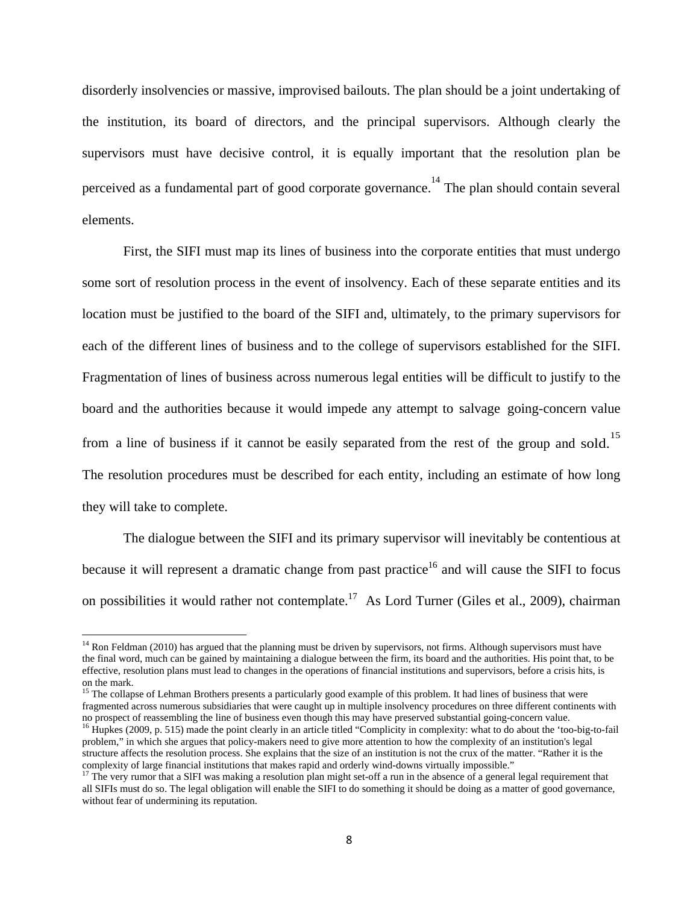disorderly insolvencies or massive, improvised bailouts. The plan should be a joint undertaking of the institution, its board of directors, and the principal supervisors. Although clearly the supervisors must have decisive control, it is equally important that the resolution plan be perceived as a fundamental part of good corporate governance.[14] The plan should contain several elements.

First, the SIFI must map its lines of business into the corporate entities that must undergo some sort of resolution process in the event of insolvency. Each of these separate entities and its location must be justified to the board of the SIFI and, ultimately, to the primary supervisors for each of the different lines of business and to the college of supervisors established for the SIFI. Fragmentation of lines of business across numerous legal entities will be difficult to justify to the board and the authorities because it would impede any attempt to salvage going-concern value from a line of business if it cannot be easily separated from the rest of the group and sold.[15] The resolution procedures must be described for each entity, including an estimate of how long they will take to complete.

The dialogue between the SIFI and its primary supervisor will inevitably be contentious at because it will represent a dramatic change from past practice[16] and will cause the SIFI to focus on possibilities it would rather not contemplate.[17] As Lord Turner (Giles et al., 2009), chairman

---

[14] Ron Feldman (2010) has argued that the planning must be driven by supervisors, not firms. Although supervisors must have the final word, much can be gained by maintaining a dialogue between the firm, its board and the authorities. His point that, to be effective, resolution plans must lead to changes in the operations of financial institutions and supervisors, before a crisis hits, is on the mark.

[15] The collapse of Lehman Brothers presents a particularly good example of this problem. It had lines of business that were fragmented across numerous subsidiaries that were caught up in multiple insolvency procedures on three different continents with no prospect of reassembling the line of business even though this may have preserved substantial going-concern value.

[16] Hupkes (2009, p. 515) made the point clearly in an article titled "Complicity in complexity: what to do about the 'too-big-to-fail problem," in which she argues that policy-makers need to give more attention to how the complexity of an institution's legal structure affects the resolution process. She explains that the size of an institution is not the crux of the matter. "Rather it is the complexity of large financial institutions that makes rapid and orderly wind-downs virtually impossible."

[17] The very rumor that a SIFI was making a resolution plan might set-off a run in the absence of a general legal requirement that all SIFIs must do so. The legal obligation will enable the SIFI to do something it should be doing as a matter of good governance, without fear of undermining its reputation.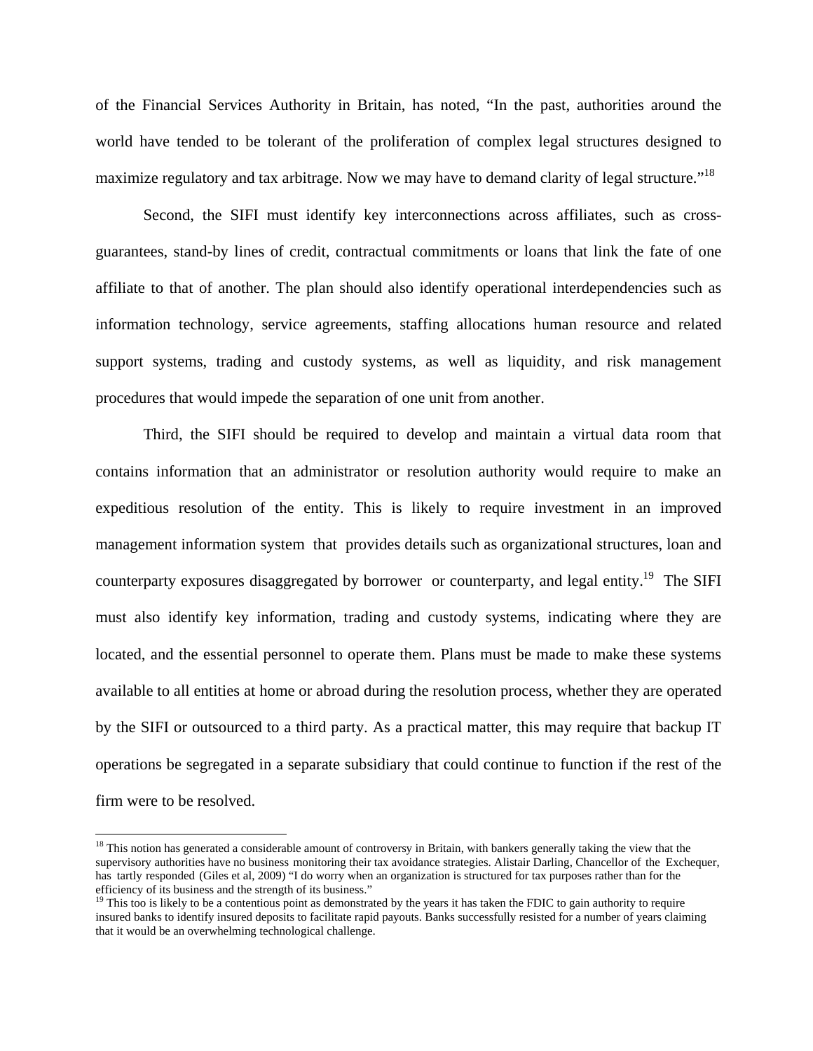of the Financial Services Authority in Britain, has noted, "In the past, authorities around the world have tended to be tolerant of the proliferation of complex legal structures designed to maximize regulatory and tax arbitrage. Now we may have to demand clarity of legal structure."[18]

Second, the SIFI must identify key interconnections across affiliates, such as cross-guarantees, stand-by lines of credit, contractual commitments or loans that link the fate of one affiliate to that of another. The plan should also identify operational interdependencies such as information technology, service agreements, staffing allocations human resource and related support systems, trading and custody systems, as well as liquidity, and risk management procedures that would impede the separation of one unit from another.

Third, the SIFI should be required to develop and maintain a virtual data room that contains information that an administrator or resolution authority would require to make an expeditious resolution of the entity. This is likely to require investment in an improved management information system that provides details such as organizational structures, loan and counterparty exposures disaggregated by borrower or counterparty, and legal entity.[19] The SIFI must also identify key information, trading and custody systems, indicating where they are located, and the essential personnel to operate them. Plans must be made to make these systems available to all entities at home or abroad during the resolution process, whether they are operated by the SIFI or outsourced to a third party. As a practical matter, this may require that backup IT operations be segregated in a separate subsidiary that could continue to function if the rest of the firm were to be resolved.

---

[18] This notion has generated a considerable amount of controversy in Britain, with bankers generally taking the view that the supervisory authorities have no business monitoring their tax avoidance strategies. Alistair Darling, Chancellor of the Exchequer, has tartly responded (Giles et al, 2009) "I do worry when an organization is structured for tax purposes rather than for the efficiency of its business and the strength of its business."

[19] This too is likely to be a contentious point as demonstrated by the years it has taken the FDIC to gain authority to require insured banks to identify insured deposits to facilitate rapid payouts. Banks successfully resisted for a number of years claiming that it would be an overwhelming technological challenge.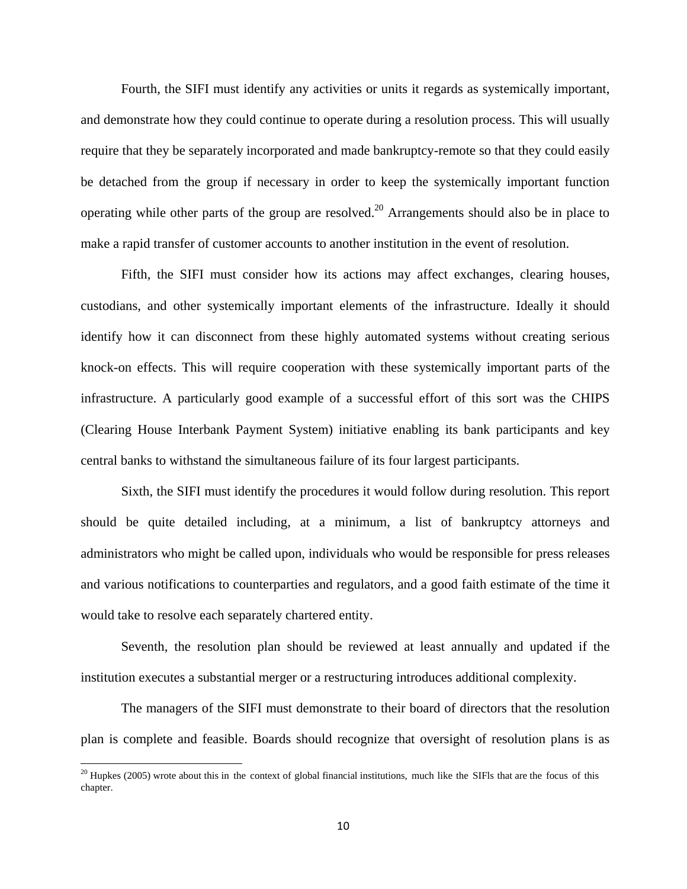Fourth, the SIFI must identify any activities or units it regards as systemically important, and demonstrate how they could continue to operate during a resolution process. This will usually require that they be separately incorporated and made bankruptcy-remote so that they could easily be detached from the group if necessary in order to keep the systemically important function operating while other parts of the group are resolved.[20] Arrangements should also be in place to make a rapid transfer of customer accounts to another institution in the event of resolution.

Fifth, the SIFI must consider how its actions may affect exchanges, clearing houses, custodians, and other systemically important elements of the infrastructure. Ideally it should identify how it can disconnect from these highly automated systems without creating serious knock-on effects. This will require cooperation with these systemically important parts of the infrastructure. A particularly good example of a successful effort of this sort was the CHIPS (Clearing House Interbank Payment System) initiative enabling its bank participants and key central banks to withstand the simultaneous failure of its four largest participants.

Sixth, the SIFI must identify the procedures it would follow during resolution. This report should be quite detailed including, at a minimum, a list of bankruptcy attorneys and administrators who might be called upon, individuals who would be responsible for press releases and various notifications to counterparties and regulators, and a good faith estimate of the time it would take to resolve each separately chartered entity.

Seventh, the resolution plan should be reviewed at least annually and updated if the institution executes a substantial merger or a restructuring introduces additional complexity.

The managers of the SIFI must demonstrate to their board of directors that the resolution plan is complete and feasible. Boards should recognize that oversight of resolution plans is as

[20] Hupkes (2005) wrote about this in the context of global financial institutions, much like the SIFIs that are the focus of this chapter.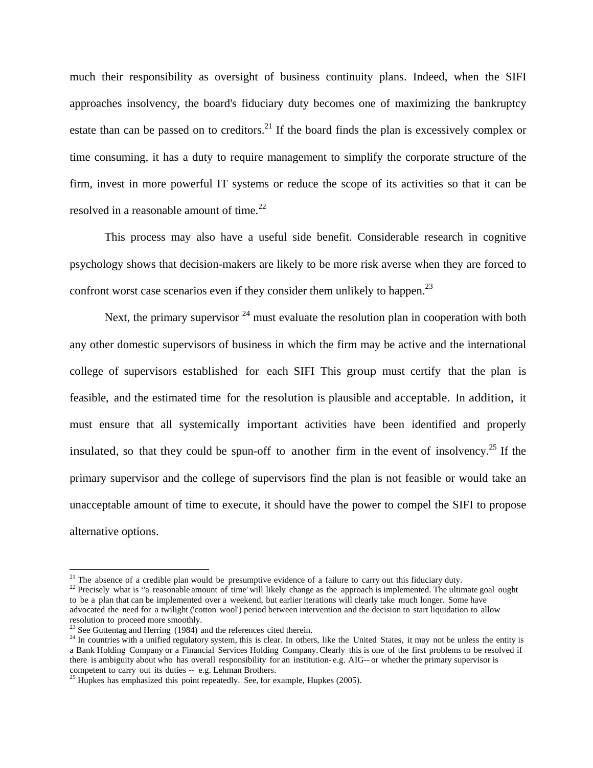much their responsibility as oversight of business continuity plans. Indeed, when the SIFI approaches insolvency, the board's fiduciary duty becomes one of maximizing the bankruptcy estate than can be passed on to creditors.[21] If the board finds the plan is excessively complex or time consuming, it has a duty to require management to simplify the corporate structure of the firm, invest in more powerful IT systems or reduce the scope of its activities so that it can be resolved in a reasonable amount of time.[22]

This process may also have a useful side benefit. Considerable research in cognitive psychology shows that decision-makers are likely to be more risk averse when they are forced to confront worst case scenarios even if they consider them unlikely to happen.[23]

Next, the primary supervisor [24] must evaluate the resolution plan in cooperation with both any other domestic supervisors of business in which the firm may be active and the international college of supervisors established for each SIFI This group must certify that the plan is feasible, and the estimated time for the resolution is plausible and acceptable. In addition, it must ensure that all systemically important activities have been identified and properly insulated, so that they could be spun-off to another firm in the event of insolvency.[25] If the primary supervisor and the college of supervisors find the plan is not feasible or would take an unacceptable amount of time to execute, it should have the power to compel the SIFI to propose alternative options.

---

[21] The absence of a credible plan would be presumptive evidence of a failure to carry out this fiduciary duty.

[22] Precisely what is ''a reasonable amount of time' will likely change as the approach is implemented. The ultimate goal ought to be a plan that can be implemented over a weekend, but earlier iterations will clearly take much longer. Some have advocated the need for a twilight ('cotton wool') period between intervention and the decision to start liquidation to allow resolution to proceed more smoothly.

[23] See Guttentag and Herring (1984) and the references cited therein.

[24] In countries with a unified regulatory system, this is clear. In others, like the United States, it may not be unless the entity is a Bank Holding Company or a Financial Services Holding Company. Clearly this is one of the first problems to be resolved if there is ambiguity about who has overall responsibility for an institution- e.g. AIG-- or whether the primary supervisor is competent to carry out its duties -- e.g. Lehman Brothers.

[25] Hupkes has emphasized this point repeatedly. See, for example, Hupkes (2005).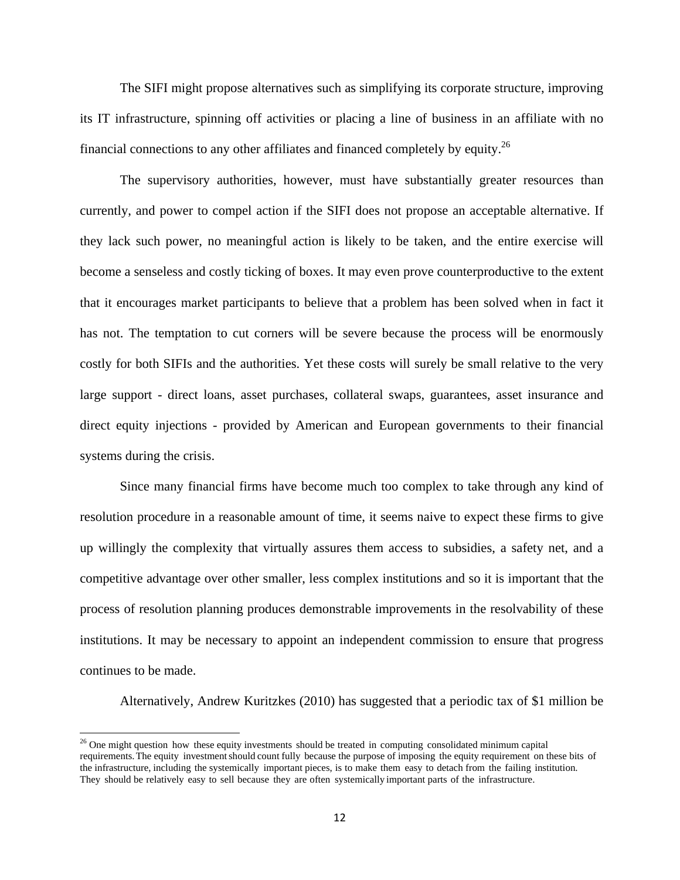The SIFI might propose alternatives such as simplifying its corporate structure, improving its IT infrastructure, spinning off activities or placing a line of business in an affiliate with no financial connections to any other affiliates and financed completely by equity.[26]

The supervisory authorities, however, must have substantially greater resources than currently, and power to compel action if the SIFI does not propose an acceptable alternative. If they lack such power, no meaningful action is likely to be taken, and the entire exercise will become a senseless and costly ticking of boxes. It may even prove counterproductive to the extent that it encourages market participants to believe that a problem has been solved when in fact it has not. The temptation to cut corners will be severe because the process will be enormously costly for both SIFIs and the authorities. Yet these costs will surely be small relative to the very large support - direct loans, asset purchases, collateral swaps, guarantees, asset insurance and direct equity injections - provided by American and European governments to their financial systems during the crisis.

Since many financial firms have become much too complex to take through any kind of resolution procedure in a reasonable amount of time, it seems naive to expect these firms to give up willingly the complexity that virtually assures them access to subsidies, a safety net, and a competitive advantage over other smaller, less complex institutions and so it is important that the process of resolution planning produces demonstrable improvements in the resolvability of these institutions. It may be necessary to appoint an independent commission to ensure that progress continues to be made.

Alternatively, Andrew Kuritzkes (2010) has suggested that a periodic tax of $1 million be

---

[26] One might question how these equity investments should be treated in computing consolidated minimum capital requirements. The equity investment should count fully because the purpose of imposing the equity requirement on these bits of the infrastructure, including the systemically important pieces, is to make them easy to detach from the failing institution. They should be relatively easy to sell because they are often systemically important parts of the infrastructure.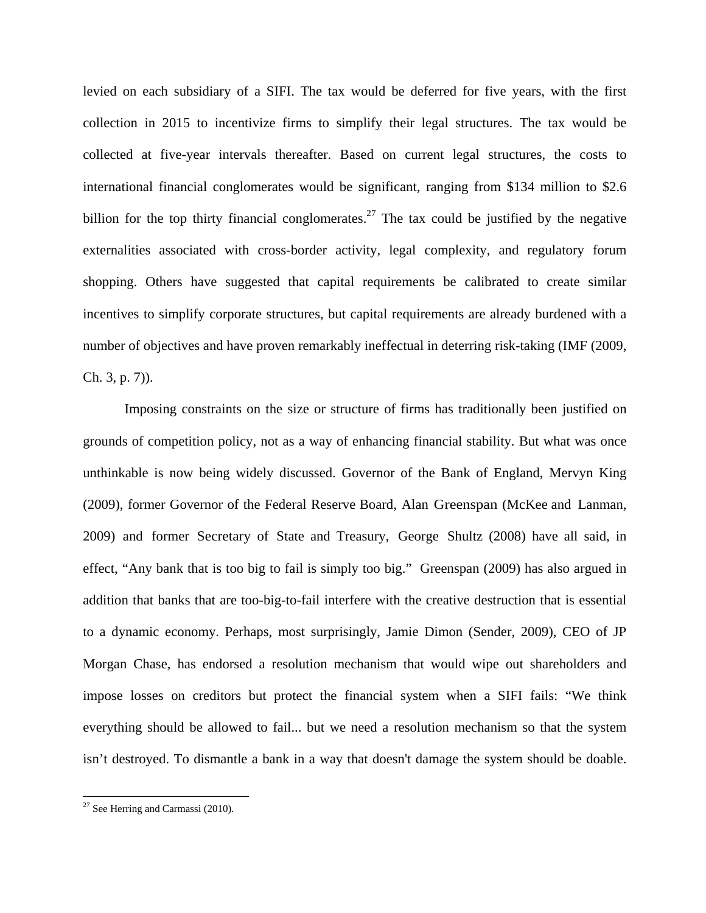levied on each subsidiary of a SIFI. The tax would be deferred for five years, with the first collection in 2015 to incentivize firms to simplify their legal structures. The tax would be collected at five-year intervals thereafter. Based on current legal structures, the costs to international financial conglomerates would be significant, ranging from $134 million to $2.6 billion for the top thirty financial conglomerates.[27] The tax could be justified by the negative externalities associated with cross-border activity, legal complexity, and regulatory forum shopping. Others have suggested that capital requirements be calibrated to create similar incentives to simplify corporate structures, but capital requirements are already burdened with a number of objectives and have proven remarkably ineffectual in deterring risk-taking (IMF (2009, Ch. 3, p. 7)).

Imposing constraints on the size or structure of firms has traditionally been justified on grounds of competition policy, not as a way of enhancing financial stability. But what was once unthinkable is now being widely discussed. Governor of the Bank of England, Mervyn King (2009), former Governor of the Federal Reserve Board, Alan Greenspan (McKee and Lanman, 2009) and former Secretary of State and Treasury, George Shultz (2008) have all said, in effect, "Any bank that is too big to fail is simply too big." Greenspan (2009) has also argued in addition that banks that are too-big-to-fail interfere with the creative destruction that is essential to a dynamic economy. Perhaps, most surprisingly, Jamie Dimon (Sender, 2009), CEO of JP Morgan Chase, has endorsed a resolution mechanism that would wipe out shareholders and impose losses on creditors but protect the financial system when a SIFI fails: "We think everything should be allowed to fail... but we need a resolution mechanism so that the system isn't destroyed. To dismantle a bank in a way that doesn't damage the system should be doable.

[27] See Herring and Carmassi (2010).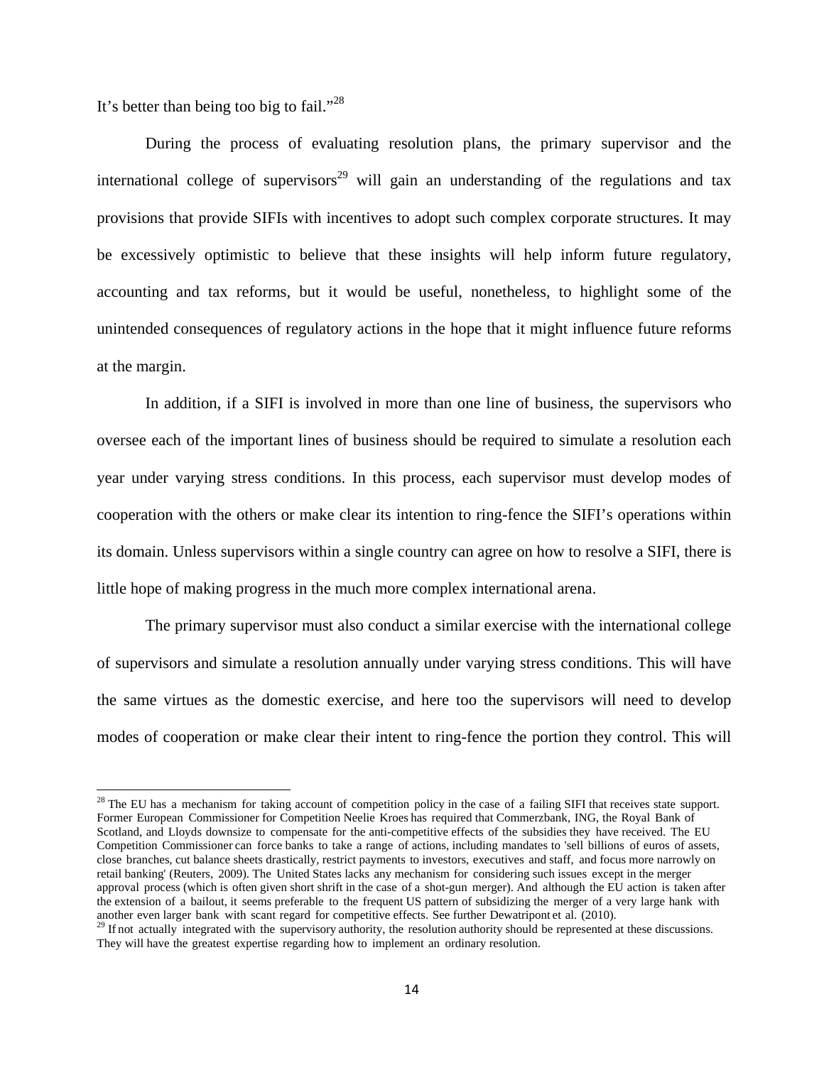It's better than being too big to fail."[28]

During the process of evaluating resolution plans, the primary supervisor and the international college of supervisors[29] will gain an understanding of the regulations and tax provisions that provide SIFIs with incentives to adopt such complex corporate structures. It may be excessively optimistic to believe that these insights will help inform future regulatory, accounting and tax reforms, but it would be useful, nonetheless, to highlight some of the unintended consequences of regulatory actions in the hope that it might influence future reforms at the margin.

In addition, if a SIFI is involved in more than one line of business, the supervisors who oversee each of the important lines of business should be required to simulate a resolution each year under varying stress conditions. In this process, each supervisor must develop modes of cooperation with the others or make clear its intention to ring-fence the SIFI's operations within its domain. Unless supervisors within a single country can agree on how to resolve a SIFI, there is little hope of making progress in the much more complex international arena.

The primary supervisor must also conduct a similar exercise with the international college of supervisors and simulate a resolution annually under varying stress conditions. This will have the same virtues as the domestic exercise, and here too the supervisors will need to develop modes of cooperation or make clear their intent to ring-fence the portion they control. This will

---

[28] The EU has a mechanism for taking account of competition policy in the case of a failing SIFI that receives state support. Former European Commissioner for Competition Neelie Kroes has required that Commerzbank, ING, the Royal Bank of Scotland, and Lloyds downsize to compensate for the anti-competitive effects of the subsidies they have received. The EU Competition Commissioner can force banks to take a range of actions, including mandates to 'sell billions of euros of assets, close branches, cut balance sheets drastically, restrict payments to investors, executives and staff, and focus more narrowly on retail banking' (Reuters, 2009). The United States lacks any mechanism for considering such issues except in the merger approval process (which is often given short shrift in the case of a shot-gun merger). And although the EU action is taken after the extension of a bailout, it seems preferable to the frequent US pattern of subsidizing the merger of a very large hank with another even larger bank with scant regard for competitive effects. See further Dewatripont et al. (2010).

[29] If not actually integrated with the supervisory authority, the resolution authority should be represented at these discussions. They will have the greatest expertise regarding how to implement an ordinary resolution.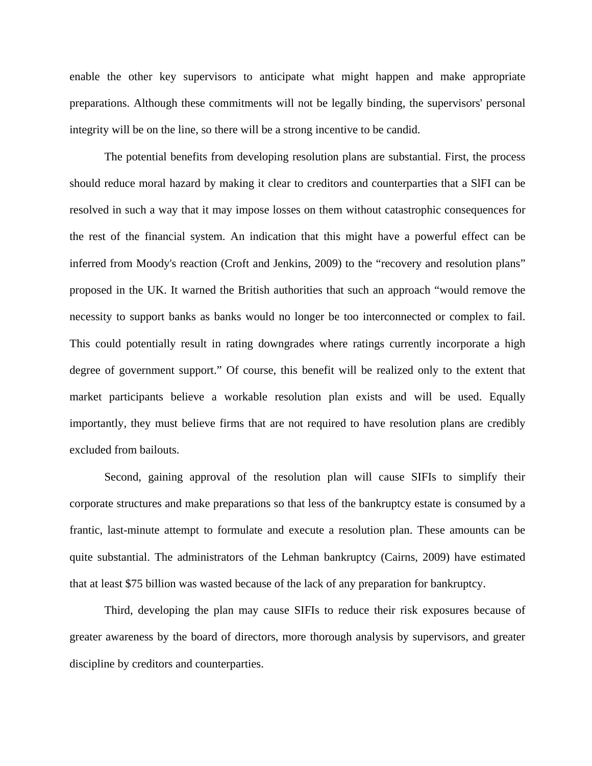enable the other key supervisors to anticipate what might happen and make appropriate preparations. Although these commitments will not be legally binding, the supervisors' personal integrity will be on the line, so there will be a strong incentive to be candid.

The potential benefits from developing resolution plans are substantial. First, the process should reduce moral hazard by making it clear to creditors and counterparties that a SlFI can be resolved in such a way that it may impose losses on them without catastrophic consequences for the rest of the financial system. An indication that this might have a powerful effect can be inferred from Moody's reaction (Croft and Jenkins, 2009) to the "recovery and resolution plans" proposed in the UK. It warned the British authorities that such an approach "would remove the necessity to support banks as banks would no longer be too interconnected or complex to fail. This could potentially result in rating downgrades where ratings currently incorporate a high degree of government support." Of course, this benefit will be realized only to the extent that market participants believe a workable resolution plan exists and will be used. Equally importantly, they must believe firms that are not required to have resolution plans are credibly excluded from bailouts.

Second, gaining approval of the resolution plan will cause SIFIs to simplify their corporate structures and make preparations so that less of the bankruptcy estate is consumed by a frantic, last-minute attempt to formulate and execute a resolution plan. These amounts can be quite substantial. The administrators of the Lehman bankruptcy (Cairns, 2009) have estimated that at least $75 billion was wasted because of the lack of any preparation for bankruptcy.

Third, developing the plan may cause SIFIs to reduce their risk exposures because of greater awareness by the board of directors, more thorough analysis by supervisors, and greater discipline by creditors and counterparties.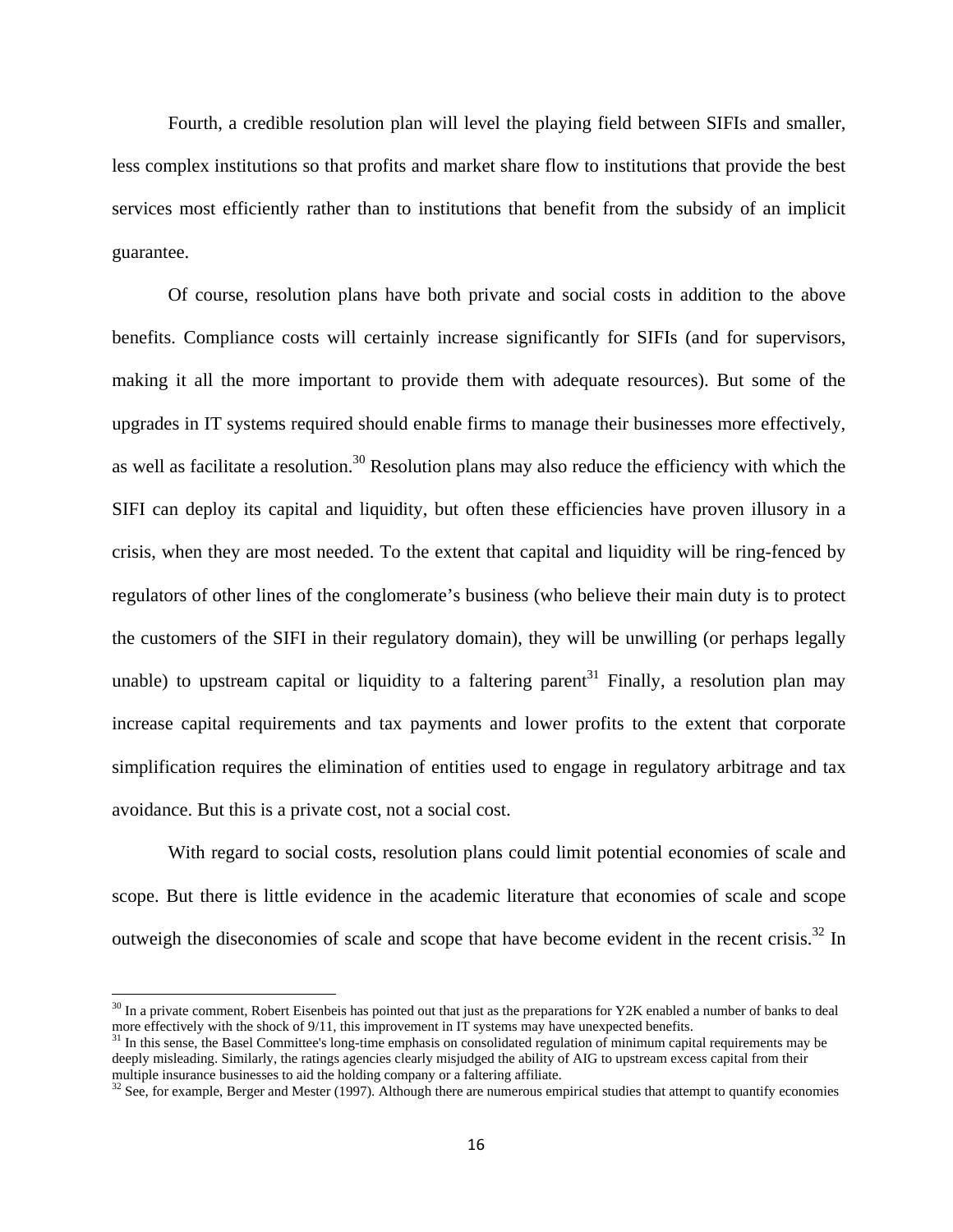Fourth, a credible resolution plan will level the playing field between SIFIs and smaller, less complex institutions so that profits and market share flow to institutions that provide the best services most efficiently rather than to institutions that benefit from the subsidy of an implicit guarantee.

Of course, resolution plans have both private and social costs in addition to the above benefits. Compliance costs will certainly increase significantly for SIFIs (and for supervisors, making it all the more important to provide them with adequate resources). But some of the upgrades in IT systems required should enable firms to manage their businesses more effectively, as well as facilitate a resolution.[30] Resolution plans may also reduce the efficiency with which the SIFI can deploy its capital and liquidity, but often these efficiencies have proven illusory in a crisis, when they are most needed. To the extent that capital and liquidity will be ring-fenced by regulators of other lines of the conglomerate's business (who believe their main duty is to protect the customers of the SIFI in their regulatory domain), they will be unwilling (or perhaps legally unable) to upstream capital or liquidity to a faltering parent[31] Finally, a resolution plan may increase capital requirements and tax payments and lower profits to the extent that corporate simplification requires the elimination of entities used to engage in regulatory arbitrage and tax avoidance. But this is a private cost, not a social cost.

With regard to social costs, resolution plans could limit potential economies of scale and scope. But there is little evidence in the academic literature that economies of scale and scope outweigh the diseconomies of scale and scope that have become evident in the recent crisis.[32] In

---

[30] In a private comment, Robert Eisenbeis has pointed out that just as the preparations for Y2K enabled a number of banks to deal more effectively with the shock of 9/11, this improvement in IT systems may have unexpected benefits.

[31] In this sense, the Basel Committee's long-time emphasis on consolidated regulation of minimum capital requirements may be deeply misleading. Similarly, the ratings agencies clearly misjudged the ability of AIG to upstream excess capital from their multiple insurance businesses to aid the holding company or a faltering affiliate.

[32] See, for example, Berger and Mester (1997). Although there are numerous empirical studies that attempt to quantify economies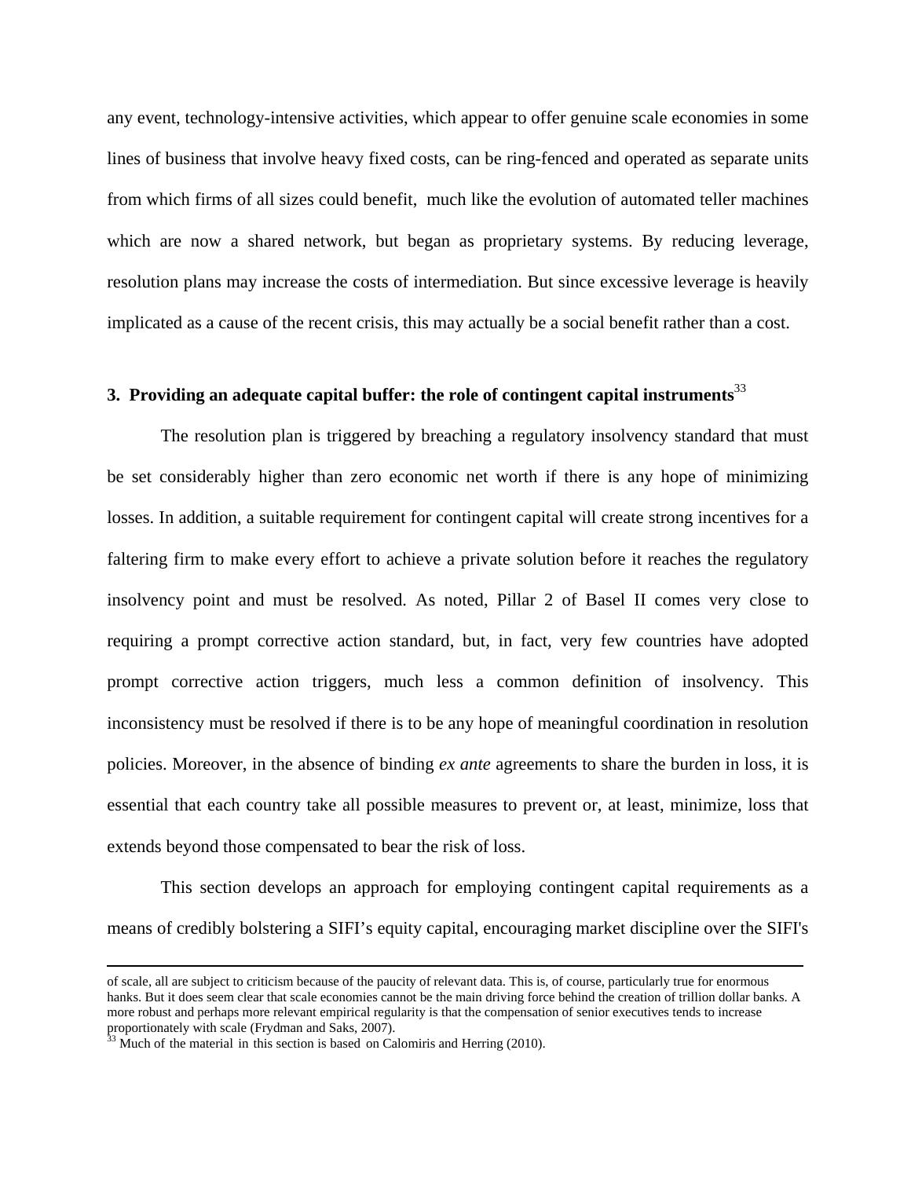any event, technology-intensive activities, which appear to offer genuine scale economies in some lines of business that involve heavy fixed costs, can be ring-fenced and operated as separate units from which firms of all sizes could benefit, much like the evolution of automated teller machines which are now a shared network, but began as proprietary systems. By reducing leverage, resolution plans may increase the costs of intermediation. But since excessive leverage is heavily implicated as a cause of the recent crisis, this may actually be a social benefit rather than a cost.

### 3. Providing an adequate capital buffer: the role of contingent capital instruments[33]

The resolution plan is triggered by breaching a regulatory insolvency standard that must be set considerably higher than zero economic net worth if there is any hope of minimizing losses. In addition, a suitable requirement for contingent capital will create strong incentives for a faltering firm to make every effort to achieve a private solution before it reaches the regulatory insolvency point and must be resolved. As noted, Pillar 2 of Basel II comes very close to requiring a prompt corrective action standard, but, in fact, very few countries have adopted prompt corrective action triggers, much less a common definition of insolvency. This inconsistency must be resolved if there is to be any hope of meaningful coordination in resolution policies. Moreover, in the absence of binding *ex ante* agreements to share the burden in loss, it is essential that each country take all possible measures to prevent or, at least, minimize, loss that extends beyond those compensated to bear the risk of loss.

This section develops an approach for employing contingent capital requirements as a means of credibly bolstering a SIFI's equity capital, encouraging market discipline over the SIFI's

---

of scale, all are subject to criticism because of the paucity of relevant data. This is, of course, particularly true for enormous banks. But it does seem clear that scale economies cannot be the main driving force behind the creation of trillion dollar banks. A more robust and perhaps more relevant empirical regularity is that the compensation of senior executives tends to increase proportionately with scale (Frydman and Saks, 2007).

[33] Much of the material in this section is based on Calomiris and Herring (2010).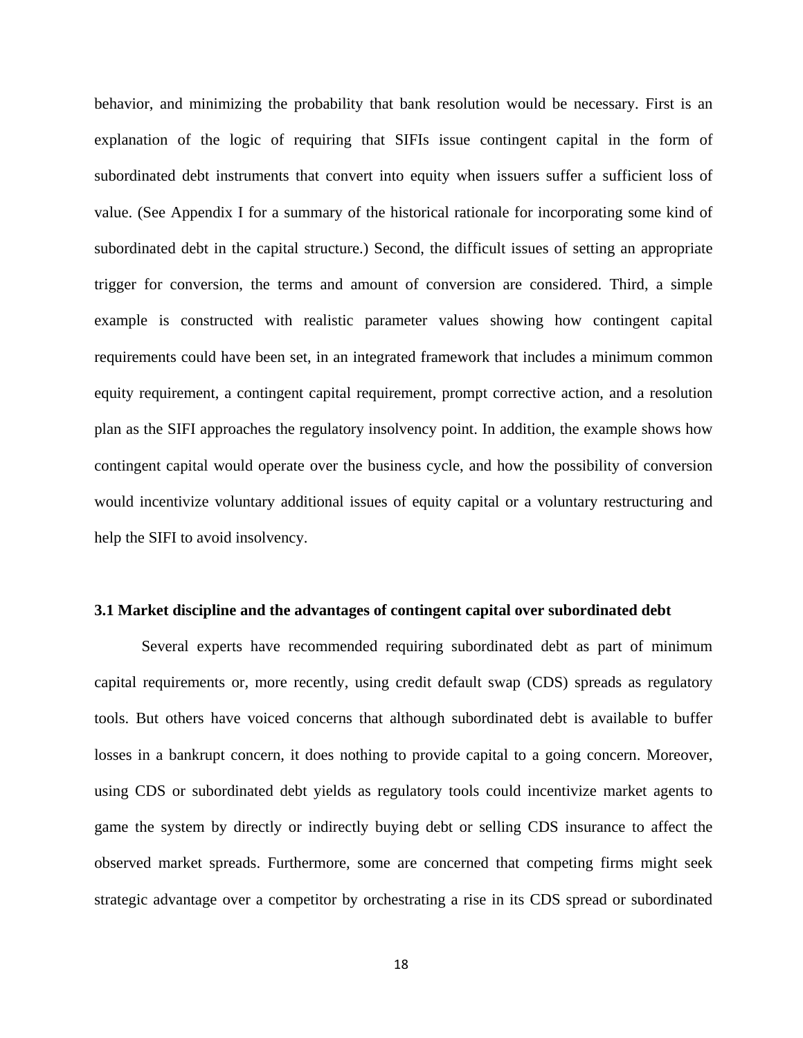behavior, and minimizing the probability that bank resolution would be necessary. First is an explanation of the logic of requiring that SIFIs issue contingent capital in the form of subordinated debt instruments that convert into equity when issuers suffer a sufficient loss of value. (See Appendix I for a summary of the historical rationale for incorporating some kind of subordinated debt in the capital structure.) Second, the difficult issues of setting an appropriate trigger for conversion, the terms and amount of conversion are considered. Third, a simple example is constructed with realistic parameter values showing how contingent capital requirements could have been set, in an integrated framework that includes a minimum common equity requirement, a contingent capital requirement, prompt corrective action, and a resolution plan as the SIFI approaches the regulatory insolvency point. In addition, the example shows how contingent capital would operate over the business cycle, and how the possibility of conversion would incentivize voluntary additional issues of equity capital or a voluntary restructuring and help the SIFI to avoid insolvency.

### 3.1 Market discipline and the advantages of contingent capital over subordinated debt

Several experts have recommended requiring subordinated debt as part of minimum capital requirements or, more recently, using credit default swap (CDS) spreads as regulatory tools. But others have voiced concerns that although subordinated debt is available to buffer losses in a bankrupt concern, it does nothing to provide capital to a going concern. Moreover, using CDS or subordinated debt yields as regulatory tools could incentivize market agents to game the system by directly or indirectly buying debt or selling CDS insurance to affect the observed market spreads. Furthermore, some are concerned that competing firms might seek strategic advantage over a competitor by orchestrating a rise in its CDS spread or subordinated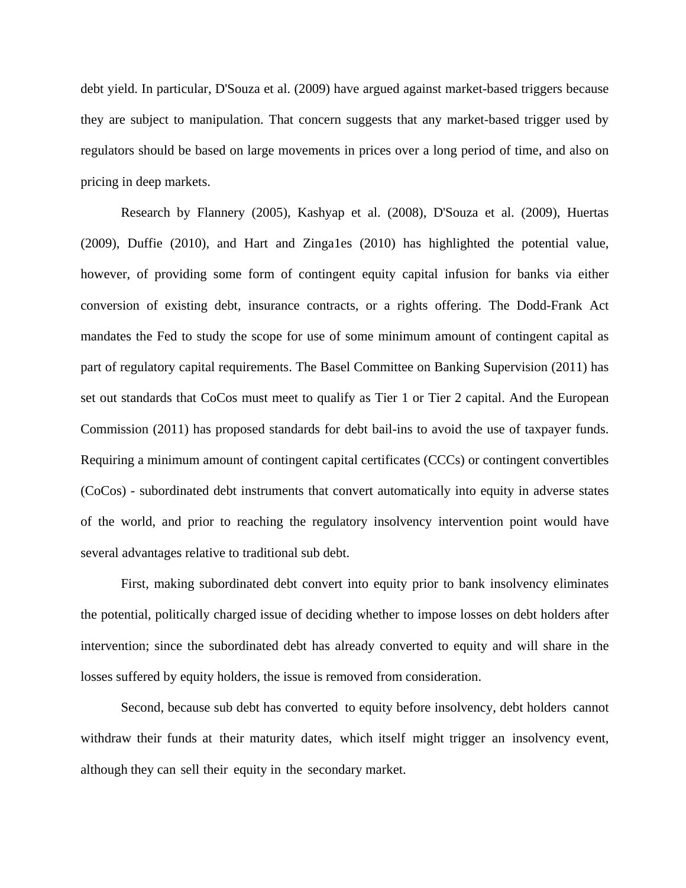debt yield. In particular, D'Souza et al. (2009) have argued against market-based triggers because they are subject to manipulation. That concern suggests that any market-based trigger used by regulators should be based on large movements in prices over a long period of time, and also on pricing in deep markets.

Research by Flannery (2005), Kashyap et al. (2008), D'Souza et al. (2009), Huertas (2009), Duffie (2010), and Hart and Zinga1es (2010) has highlighted the potential value, however, of providing some form of contingent equity capital infusion for banks via either conversion of existing debt, insurance contracts, or a rights offering. The Dodd-Frank Act mandates the Fed to study the scope for use of some minimum amount of contingent capital as part of regulatory capital requirements. The Basel Committee on Banking Supervision (2011) has set out standards that CoCos must meet to qualify as Tier 1 or Tier 2 capital. And the European Commission (2011) has proposed standards for debt bail-ins to avoid the use of taxpayer funds. Requiring a minimum amount of contingent capital certificates (CCCs) or contingent convertibles (CoCos) - subordinated debt instruments that convert automatically into equity in adverse states of the world, and prior to reaching the regulatory insolvency intervention point would have several advantages relative to traditional sub debt.

First, making subordinated debt convert into equity prior to bank insolvency eliminates the potential, politically charged issue of deciding whether to impose losses on debt holders after intervention; since the subordinated debt has already converted to equity and will share in the losses suffered by equity holders, the issue is removed from consideration.

Second, because sub debt has converted to equity before insolvency, debt holders cannot withdraw their funds at their maturity dates, which itself might trigger an insolvency event, although they can sell their equity in the secondary market.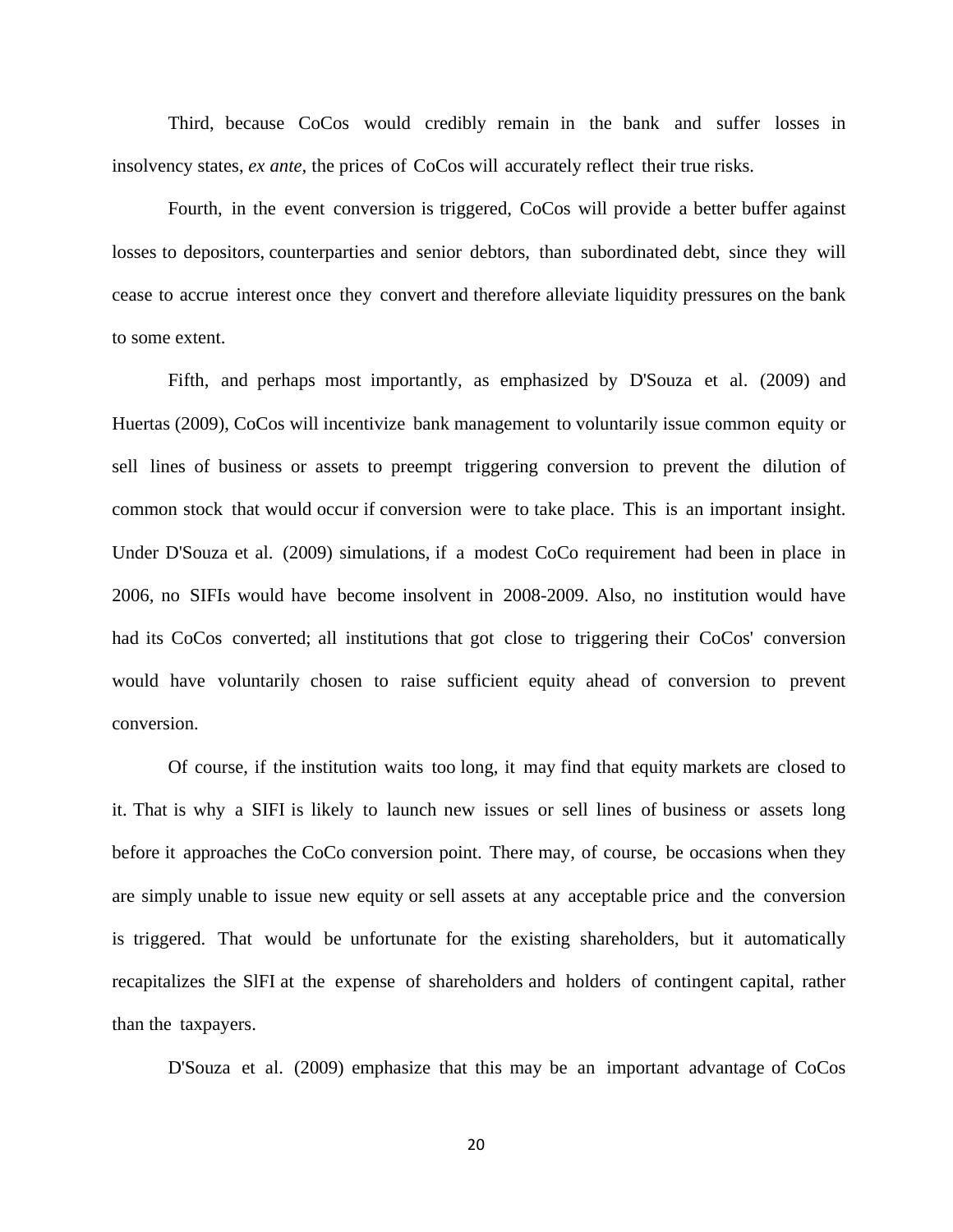Third, because CoCos would credibly remain in the bank and suffer losses in insolvency states, *ex ante*, the prices of CoCos will accurately reflect their true risks.

Fourth, in the event conversion is triggered, CoCos will provide a better buffer against losses to depositors, counterparties and senior debtors, than subordinated debt, since they will cease to accrue interest once they convert and therefore alleviate liquidity pressures on the bank to some extent.

Fifth, and perhaps most importantly, as emphasized by D'Souza et al. (2009) and Huertas (2009), CoCos will incentivize bank management to voluntarily issue common equity or sell lines of business or assets to preempt triggering conversion to prevent the dilution of common stock that would occur if conversion were to take place. This is an important insight. Under D'Souza et al. (2009) simulations, if a modest CoCo requirement had been in place in 2006, no SIFIs would have become insolvent in 2008-2009. Also, no institution would have had its CoCos converted; all institutions that got close to triggering their CoCos' conversion would have voluntarily chosen to raise sufficient equity ahead of conversion to prevent conversion.

Of course, if the institution waits too long, it may find that equity markets are closed to it. That is why a SIFI is likely to launch new issues or sell lines of business or assets long before it approaches the CoCo conversion point. There may, of course, be occasions when they are simply unable to issue new equity or sell assets at any acceptable price and the conversion is triggered. That would be unfortunate for the existing shareholders, but it automatically recapitalizes the SlFI at the expense of shareholders and holders of contingent capital, rather than the taxpayers.

D'Souza et al. (2009) emphasize that this may be an important advantage of CoCos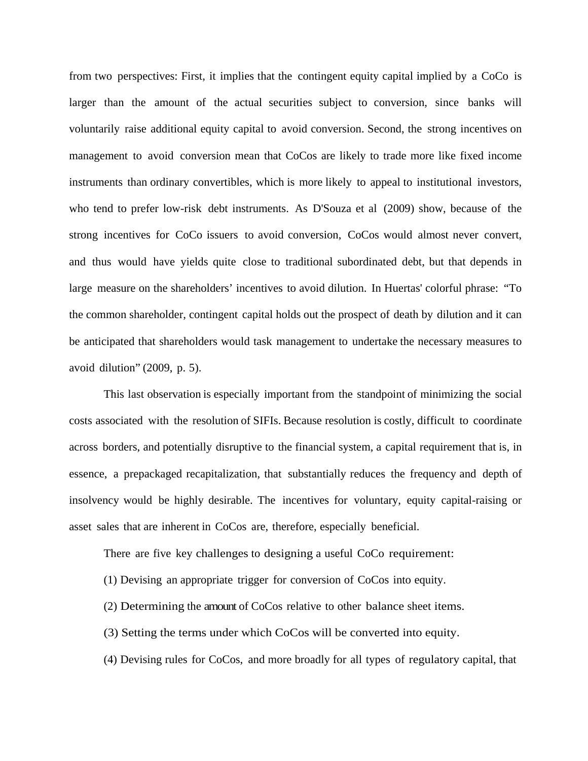from two perspectives: First, it implies that the contingent equity capital implied by a CoCo is larger than the amount of the actual securities subject to conversion, since banks will voluntarily raise additional equity capital to avoid conversion. Second, the strong incentives on management to avoid conversion mean that CoCos are likely to trade more like fixed income instruments than ordinary convertibles, which is more likely to appeal to institutional investors, who tend to prefer low-risk debt instruments. As D'Souza et al (2009) show, because of the strong incentives for CoCo issuers to avoid conversion, CoCos would almost never convert, and thus would have yields quite close to traditional subordinated debt, but that depends in large measure on the shareholders' incentives to avoid dilution. In Huertas' colorful phrase: "To the common shareholder, contingent capital holds out the prospect of death by dilution and it can be anticipated that shareholders would task management to undertake the necessary measures to avoid dilution" (2009, p. 5).

This last observation is especially important from the standpoint of minimizing the social costs associated with the resolution of SIFIs. Because resolution is costly, difficult to coordinate across borders, and potentially disruptive to the financial system, a capital requirement that is, in essence, a prepackaged recapitalization, that substantially reduces the frequency and depth of insolvency would be highly desirable. The incentives for voluntary, equity capital-raising or asset sales that are inherent in CoCos are, therefore, especially beneficial.

There are five key challenges to designing a useful CoCo requirement:

(1) Devising an appropriate trigger for conversion of CoCos into equity.

(2) Determining the amount of CoCos relative to other balance sheet items.

(3) Setting the terms under which CoCos will be converted into equity.

(4) Devising rules for CoCos, and more broadly for all types of regulatory capital, that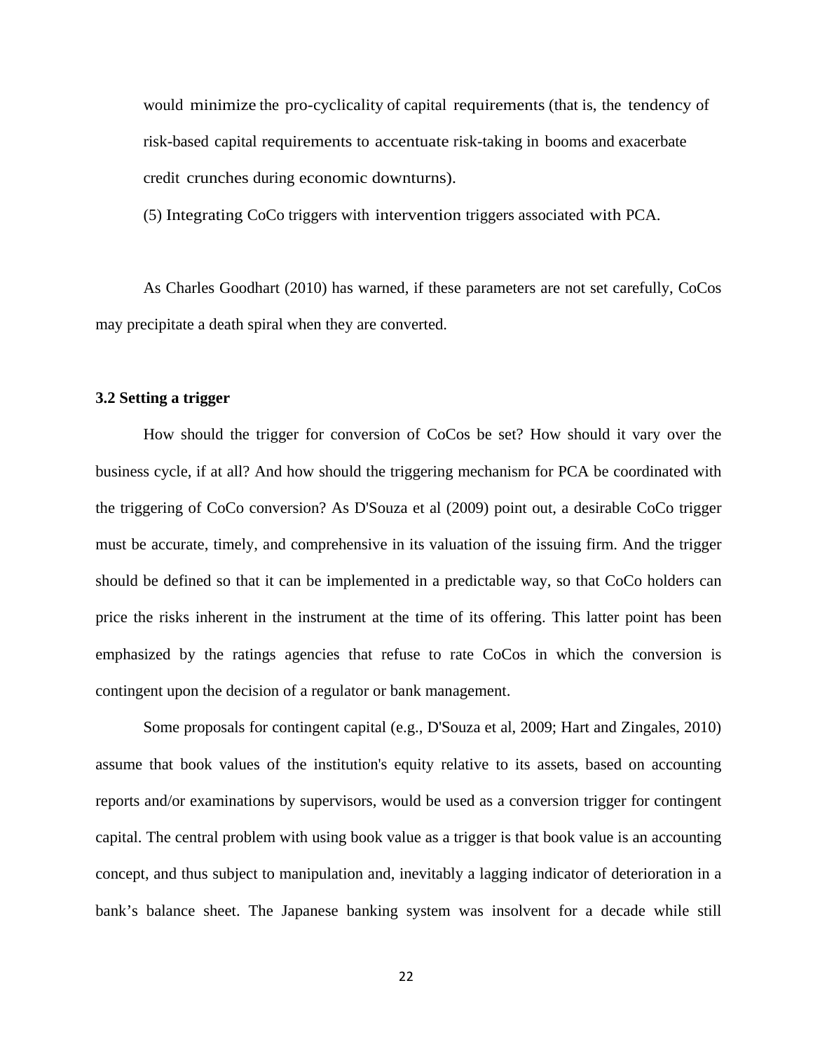would minimize the pro-cyclicality of capital requirements (that is, the tendency of risk-based capital requirements to accentuate risk-taking in booms and exacerbate credit crunches during economic downturns).

(5) Integrating CoCo triggers with intervention triggers associated with PCA.

As Charles Goodhart (2010) has warned, if these parameters are not set carefully, CoCos may precipitate a death spiral when they are converted.

### 3.2 Setting a trigger

How should the trigger for conversion of CoCos be set? How should it vary over the business cycle, if at all? And how should the triggering mechanism for PCA be coordinated with the triggering of CoCo conversion? As D'Souza et al (2009) point out, a desirable CoCo trigger must be accurate, timely, and comprehensive in its valuation of the issuing firm. And the trigger should be defined so that it can be implemented in a predictable way, so that CoCo holders can price the risks inherent in the instrument at the time of its offering. This latter point has been emphasized by the ratings agencies that refuse to rate CoCos in which the conversion is contingent upon the decision of a regulator or bank management.

Some proposals for contingent capital (e.g., D'Souza et al, 2009; Hart and Zingales, 2010) assume that book values of the institution's equity relative to its assets, based on accounting reports and/or examinations by supervisors, would be used as a conversion trigger for contingent capital. The central problem with using book value as a trigger is that book value is an accounting concept, and thus subject to manipulation and, inevitably a lagging indicator of deterioration in a bank's balance sheet. The Japanese banking system was insolvent for a decade while still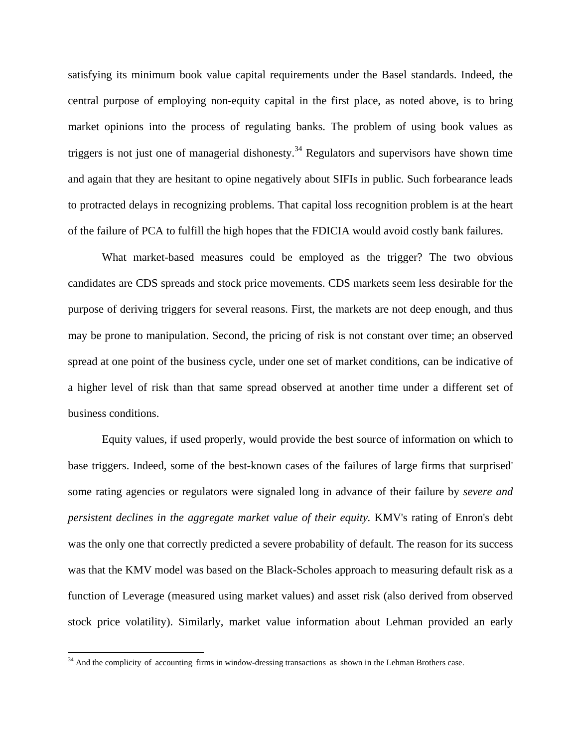satisfying its minimum book value capital requirements under the Basel standards. Indeed, the central purpose of employing non-equity capital in the first place, as noted above, is to bring market opinions into the process of regulating banks. The problem of using book values as triggers is not just one of managerial dishonesty.[34] Regulators and supervisors have shown time and again that they are hesitant to opine negatively about SIFIs in public. Such forbearance leads to protracted delays in recognizing problems. That capital loss recognition problem is at the heart of the failure of PCA to fulfill the high hopes that the FDICIA would avoid costly bank failures.

What market-based measures could be employed as the trigger? The two obvious candidates are CDS spreads and stock price movements. CDS markets seem less desirable for the purpose of deriving triggers for several reasons. First, the markets are not deep enough, and thus may be prone to manipulation. Second, the pricing of risk is not constant over time; an observed spread at one point of the business cycle, under one set of market conditions, can be indicative of a higher level of risk than that same spread observed at another time under a different set of business conditions.

Equity values, if used properly, would provide the best source of information on which to base triggers. Indeed, some of the best-known cases of the failures of large firms that surprised' some rating agencies or regulators were signaled long in advance of their failure by *severe and persistent declines in the aggregate market value of their equity.* KMV's rating of Enron's debt was the only one that correctly predicted a severe probability of default. The reason for its success was that the KMV model was based on the Black-Scholes approach to measuring default risk as a function of Leverage (measured using market values) and asset risk (also derived from observed stock price volatility). Similarly, market value information about Lehman provided an early

---

[34] And the complicity of accounting firms in window-dressing transactions as shown in the Lehman Brothers case.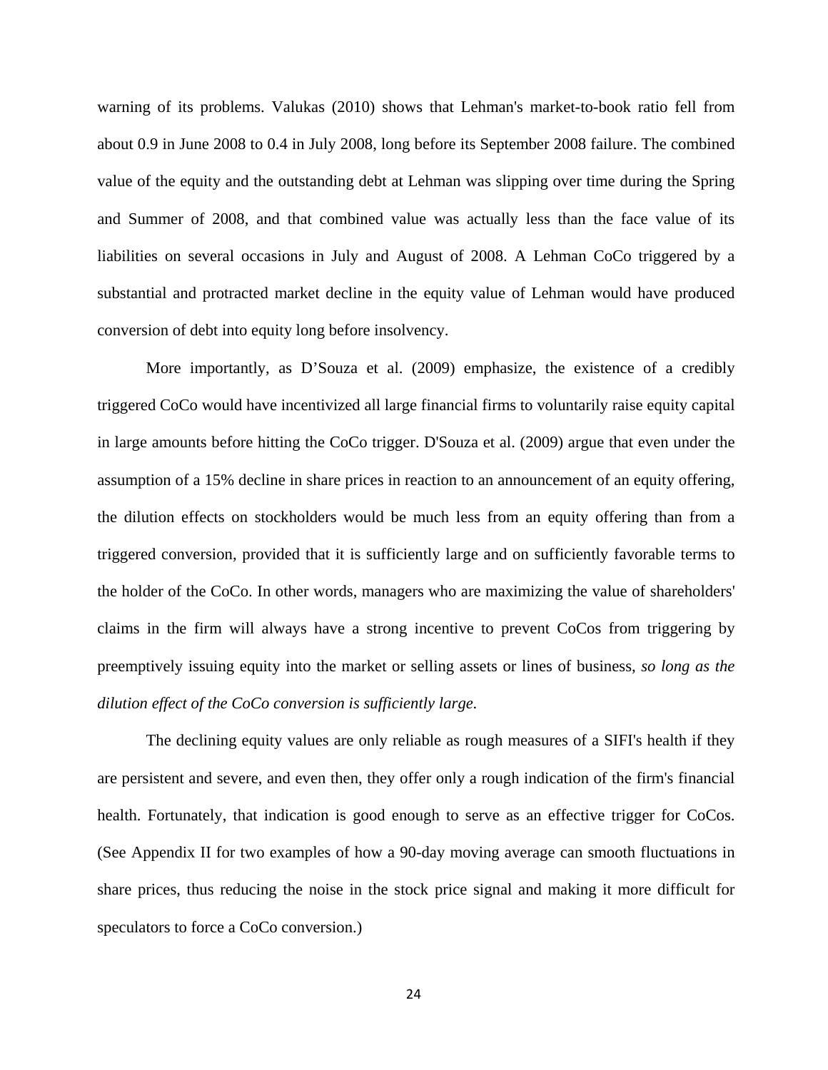warning of its problems. Valukas (2010) shows that Lehman's market-to-book ratio fell from about 0.9 in June 2008 to 0.4 in July 2008, long before its September 2008 failure. The combined value of the equity and the outstanding debt at Lehman was slipping over time during the Spring and Summer of 2008, and that combined value was actually less than the face value of its liabilities on several occasions in July and August of 2008. A Lehman CoCo triggered by a substantial and protracted market decline in the equity value of Lehman would have produced conversion of debt into equity long before insolvency.

More importantly, as D'Souza et al. (2009) emphasize, the existence of a credibly triggered CoCo would have incentivized all large financial firms to voluntarily raise equity capital in large amounts before hitting the CoCo trigger. D'Souza et al. (2009) argue that even under the assumption of a 15% decline in share prices in reaction to an announcement of an equity offering, the dilution effects on stockholders would be much less from an equity offering than from a triggered conversion, provided that it is sufficiently large and on sufficiently favorable terms to the holder of the CoCo. In other words, managers who are maximizing the value of shareholders' claims in the firm will always have a strong incentive to prevent CoCos from triggering by preemptively issuing equity into the market or selling assets or lines of business, *so long as the dilution effect of the CoCo conversion is sufficiently large.*

The declining equity values are only reliable as rough measures of a SIFI's health if they are persistent and severe, and even then, they offer only a rough indication of the firm's financial health. Fortunately, that indication is good enough to serve as an effective trigger for CoCos. (See Appendix II for two examples of how a 90-day moving average can smooth fluctuations in share prices, thus reducing the noise in the stock price signal and making it more difficult for speculators to force a CoCo conversion.)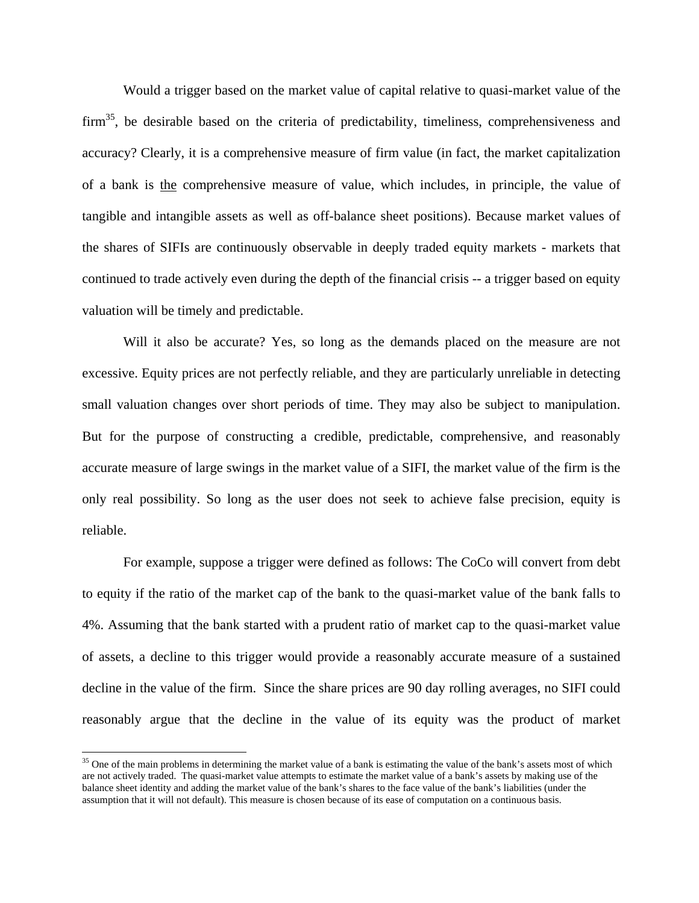Would a trigger based on the market value of capital relative to quasi-market value of the firm[35], be desirable based on the criteria of predictability, timeliness, comprehensiveness and accuracy? Clearly, it is a comprehensive measure of firm value (in fact, the market capitalization of a bank is <u>the</u> comprehensive measure of value, which includes, in principle, the value of tangible and intangible assets as well as off-balance sheet positions). Because market values of the shares of SIFIs are continuously observable in deeply traded equity markets - markets that continued to trade actively even during the depth of the financial crisis -- a trigger based on equity valuation will be timely and predictable.

Will it also be accurate? Yes, so long as the demands placed on the measure are not excessive. Equity prices are not perfectly reliable, and they are particularly unreliable in detecting small valuation changes over short periods of time. They may also be subject to manipulation. But for the purpose of constructing a credible, predictable, comprehensive, and reasonably accurate measure of large swings in the market value of a SIFI, the market value of the firm is the only real possibility. So long as the user does not seek to achieve false precision, equity is reliable.

For example, suppose a trigger were defined as follows: The CoCo will convert from debt to equity if the ratio of the market cap of the bank to the quasi-market value of the bank falls to 4%. Assuming that the bank started with a prudent ratio of market cap to the quasi-market value of assets, a decline to this trigger would provide a reasonably accurate measure of a sustained decline in the value of the firm. Since the share prices are 90 day rolling averages, no SIFI could reasonably argue that the decline in the value of its equity was the product of market

[35] One of the main problems in determining the market value of a bank is estimating the value of the bank's assets most of which are not actively traded. The quasi-market value attempts to estimate the market value of a bank's assets by making use of the balance sheet identity and adding the market value of the bank's shares to the face value of the bank's liabilities (under the assumption that it will not default). This measure is chosen because of its ease of computation on a continuous basis.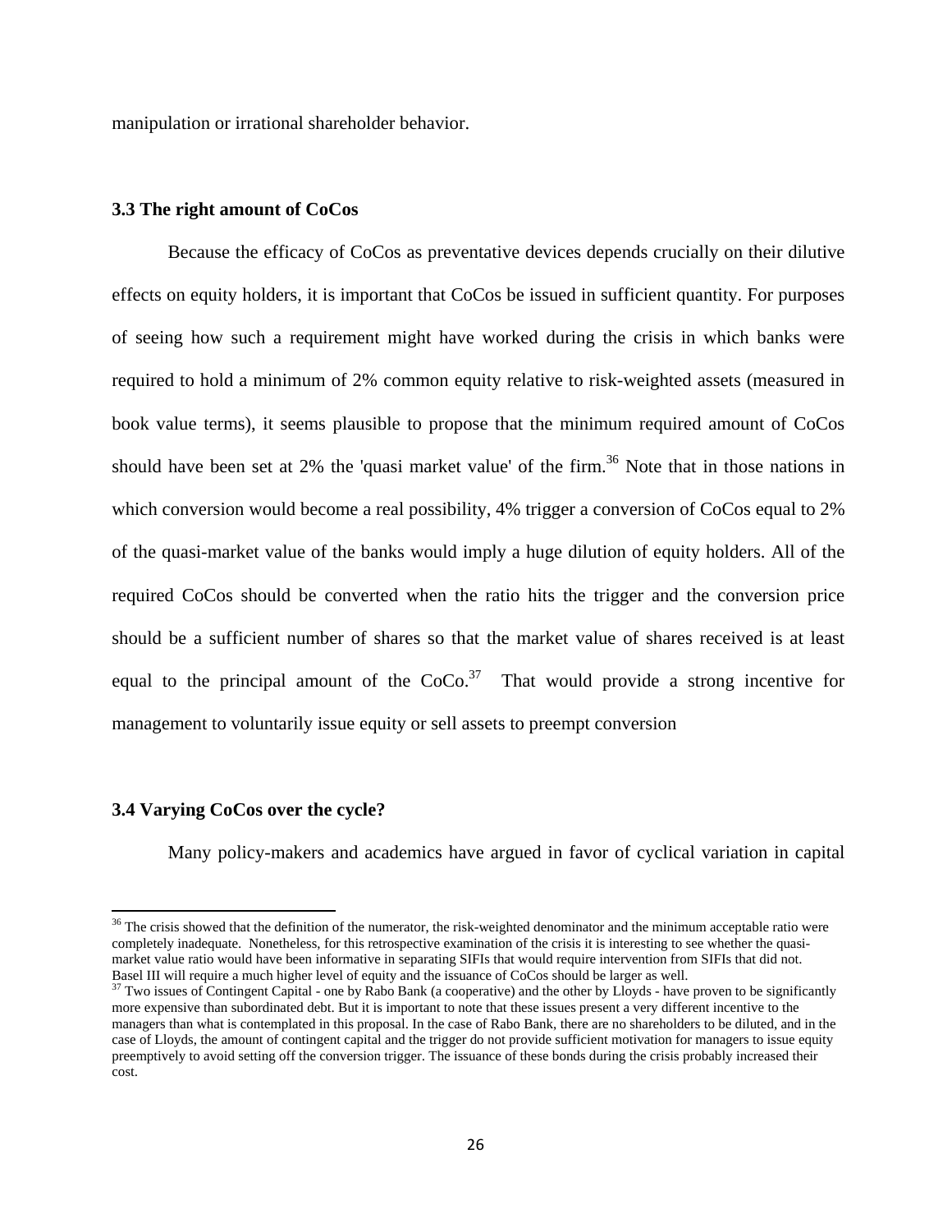manipulation or irrational shareholder behavior.

### 3.3 The right amount of CoCos

Because the efficacy of CoCos as preventative devices depends crucially on their dilutive effects on equity holders, it is important that CoCos be issued in sufficient quantity. For purposes of seeing how such a requirement might have worked during the crisis in which banks were required to hold a minimum of 2% common equity relative to risk-weighted assets (measured in book value terms), it seems plausible to propose that the minimum required amount of CoCos should have been set at 2% the 'quasi market value' of the firm.[36] Note that in those nations in which conversion would become a real possibility, 4% trigger a conversion of CoCos equal to 2% of the quasi-market value of the banks would imply a huge dilution of equity holders. All of the required CoCos should be converted when the ratio hits the trigger and the conversion price should be a sufficient number of shares so that the market value of shares received is at least equal to the principal amount of the CoCo.[37] That would provide a strong incentive for management to voluntarily issue equity or sell assets to preempt conversion

### 3.4 Varying CoCos over the cycle?

Many policy-makers and academics have argued in favor of cyclical variation in capital

---

[36] The crisis showed that the definition of the numerator, the risk-weighted denominator and the minimum acceptable ratio were completely inadequate. Nonetheless, for this retrospective examination of the crisis it is interesting to see whether the quasi-market value ratio would have been informative in separating SIFIs that would require intervention from SIFIs that did not. Basel III will require a much higher level of equity and the issuance of CoCos should be larger as well.

[37] Two issues of Contingent Capital - one by Rabo Bank (a cooperative) and the other by Lloyds - have proven to be significantly more expensive than subordinated debt. But it is important to note that these issues present a very different incentive to the managers than what is contemplated in this proposal. In the case of Rabo Bank, there are no shareholders to be diluted, and in the case of Lloyds, the amount of contingent capital and the trigger do not provide sufficient motivation for managers to issue equity preemptively to avoid setting off the conversion trigger. The issuance of these bonds during the crisis probably increased their cost.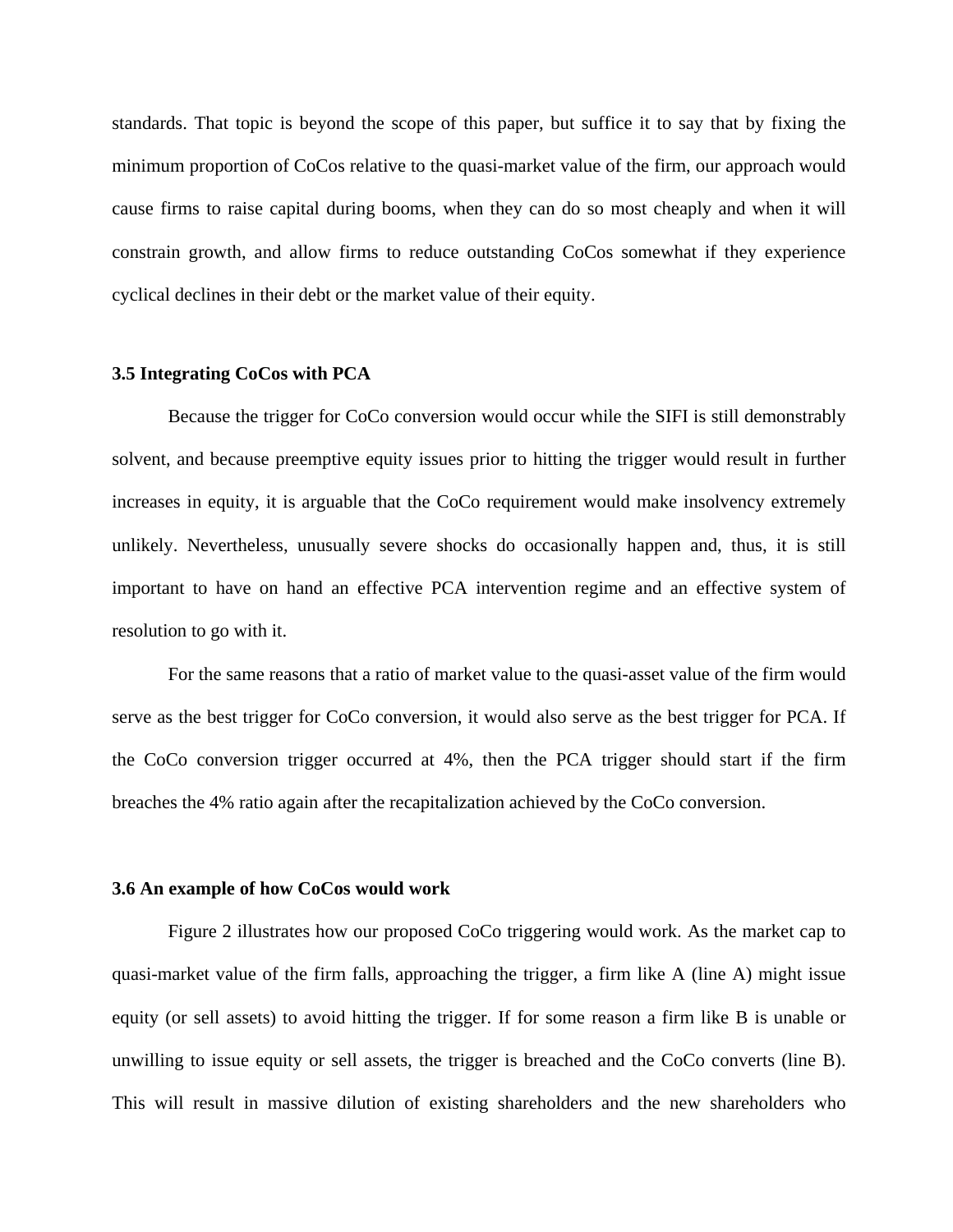standards. That topic is beyond the scope of this paper, but suffice it to say that by fixing the minimum proportion of CoCos relative to the quasi-market value of the firm, our approach would cause firms to raise capital during booms, when they can do so most cheaply and when it will constrain growth, and allow firms to reduce outstanding CoCos somewhat if they experience cyclical declines in their debt or the market value of their equity.

### 3.5 Integrating CoCos with PCA

Because the trigger for CoCo conversion would occur while the SIFI is still demonstrably solvent, and because preemptive equity issues prior to hitting the trigger would result in further increases in equity, it is arguable that the CoCo requirement would make insolvency extremely unlikely. Nevertheless, unusually severe shocks do occasionally happen and, thus, it is still important to have on hand an effective PCA intervention regime and an effective system of resolution to go with it.

For the same reasons that a ratio of market value to the quasi-asset value of the firm would serve as the best trigger for CoCo conversion, it would also serve as the best trigger for PCA. If the CoCo conversion trigger occurred at 4%, then the PCA trigger should start if the firm breaches the 4% ratio again after the recapitalization achieved by the CoCo conversion.

### 3.6 An example of how CoCos would work

Figure 2 illustrates how our proposed CoCo triggering would work. As the market cap to quasi-market value of the firm falls, approaching the trigger, a firm like A (line A) might issue equity (or sell assets) to avoid hitting the trigger. If for some reason a firm like B is unable or unwilling to issue equity or sell assets, the trigger is breached and the CoCo converts (line B). This will result in massive dilution of existing shareholders and the new shareholders who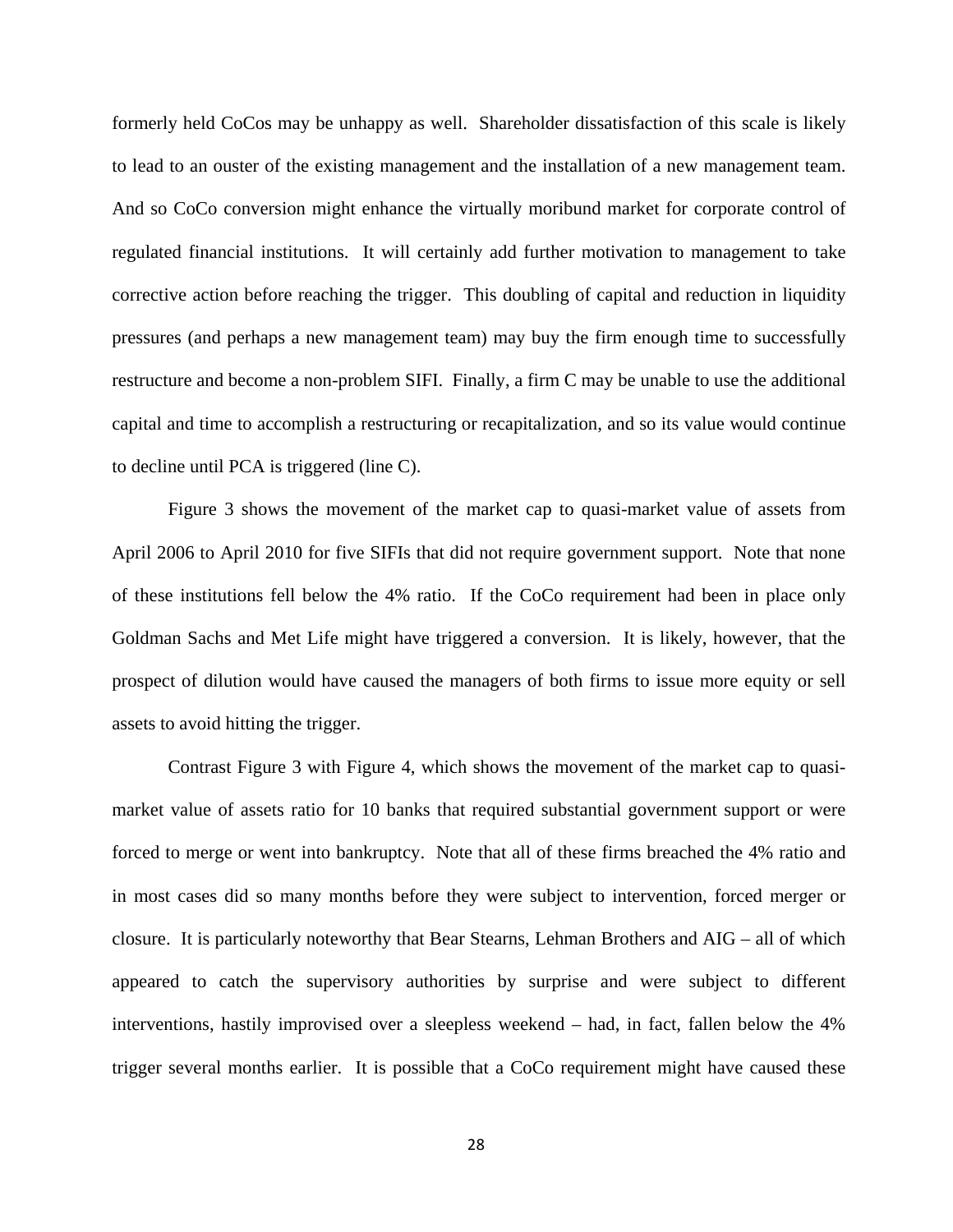formerly held CoCos may be unhappy as well. Shareholder dissatisfaction of this scale is likely to lead to an ouster of the existing management and the installation of a new management team. And so CoCo conversion might enhance the virtually moribund market for corporate control of regulated financial institutions. It will certainly add further motivation to management to take corrective action before reaching the trigger. This doubling of capital and reduction in liquidity pressures (and perhaps a new management team) may buy the firm enough time to successfully restructure and become a non-problem SIFI. Finally, a firm C may be unable to use the additional capital and time to accomplish a restructuring or recapitalization, and so its value would continue to decline until PCA is triggered (line C).

Figure 3 shows the movement of the market cap to quasi-market value of assets from April 2006 to April 2010 for five SIFIs that did not require government support. Note that none of these institutions fell below the 4% ratio. If the CoCo requirement had been in place only Goldman Sachs and Met Life might have triggered a conversion. It is likely, however, that the prospect of dilution would have caused the managers of both firms to issue more equity or sell assets to avoid hitting the trigger.

Contrast Figure 3 with Figure 4, which shows the movement of the market cap to quasi-market value of assets ratio for 10 banks that required substantial government support or were forced to merge or went into bankruptcy. Note that all of these firms breached the 4% ratio and in most cases did so many months before they were subject to intervention, forced merger or closure. It is particularly noteworthy that Bear Stearns, Lehman Brothers and AIG – all of which appeared to catch the supervisory authorities by surprise and were subject to different interventions, hastily improvised over a sleepless weekend – had, in fact, fallen below the 4% trigger several months earlier. It is possible that a CoCo requirement might have caused these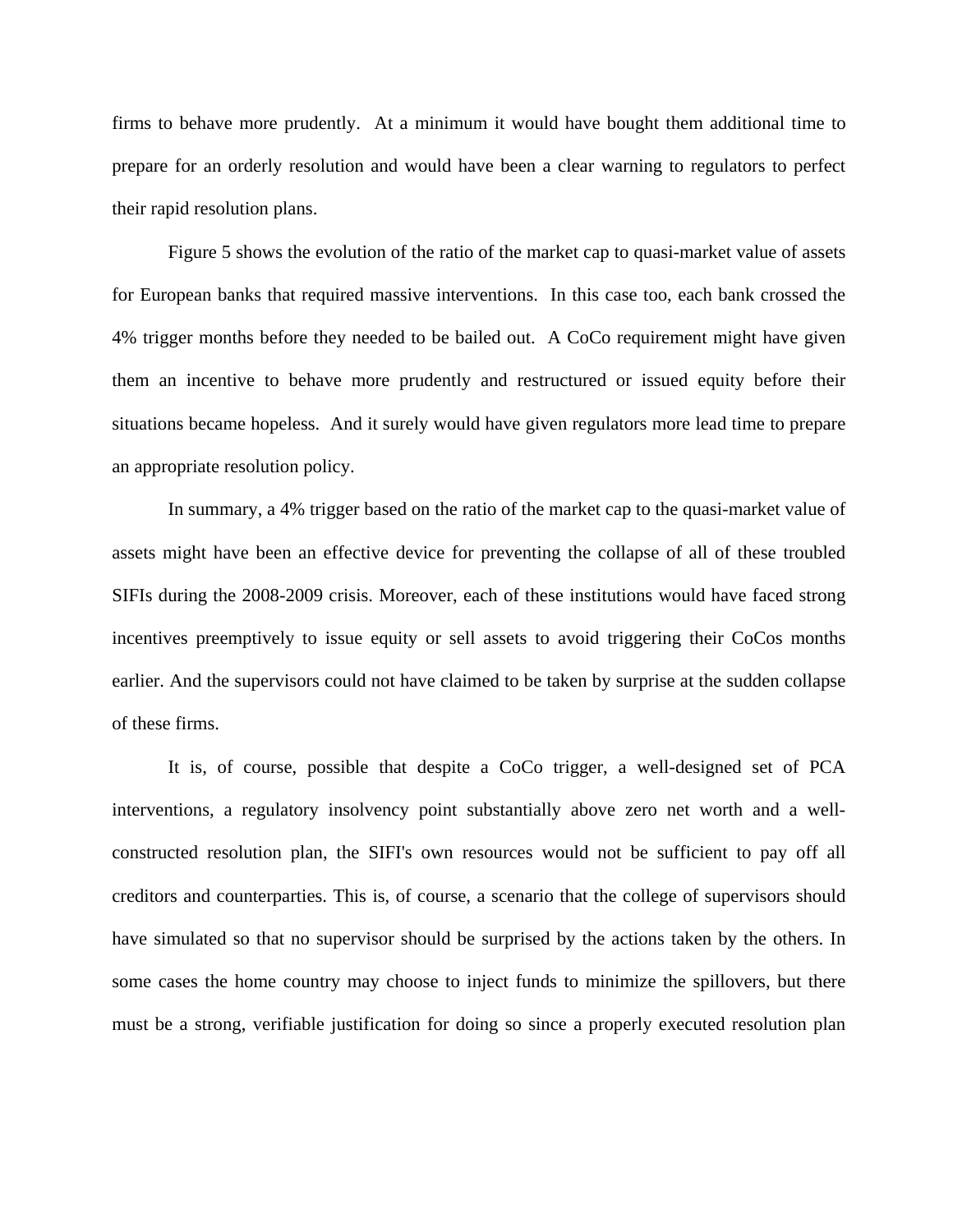firms to behave more prudently. At a minimum it would have bought them additional time to prepare for an orderly resolution and would have been a clear warning to regulators to perfect their rapid resolution plans.

Figure 5 shows the evolution of the ratio of the market cap to quasi-market value of assets for European banks that required massive interventions. In this case too, each bank crossed the 4% trigger months before they needed to be bailed out. A CoCo requirement might have given them an incentive to behave more prudently and restructured or issued equity before their situations became hopeless. And it surely would have given regulators more lead time to prepare an appropriate resolution policy.

In summary, a 4% trigger based on the ratio of the market cap to the quasi-market value of assets might have been an effective device for preventing the collapse of all of these troubled SIFIs during the 2008-2009 crisis. Moreover, each of these institutions would have faced strong incentives preemptively to issue equity or sell assets to avoid triggering their CoCos months earlier. And the supervisors could not have claimed to be taken by surprise at the sudden collapse of these firms.

It is, of course, possible that despite a CoCo trigger, a well-designed set of PCA interventions, a regulatory insolvency point substantially above zero net worth and a well-constructed resolution plan, the SIFI's own resources would not be sufficient to pay off all creditors and counterparties. This is, of course, a scenario that the college of supervisors should have simulated so that no supervisor should be surprised by the actions taken by the others. In some cases the home country may choose to inject funds to minimize the spillovers, but there must be a strong, verifiable justification for doing so since a properly executed resolution plan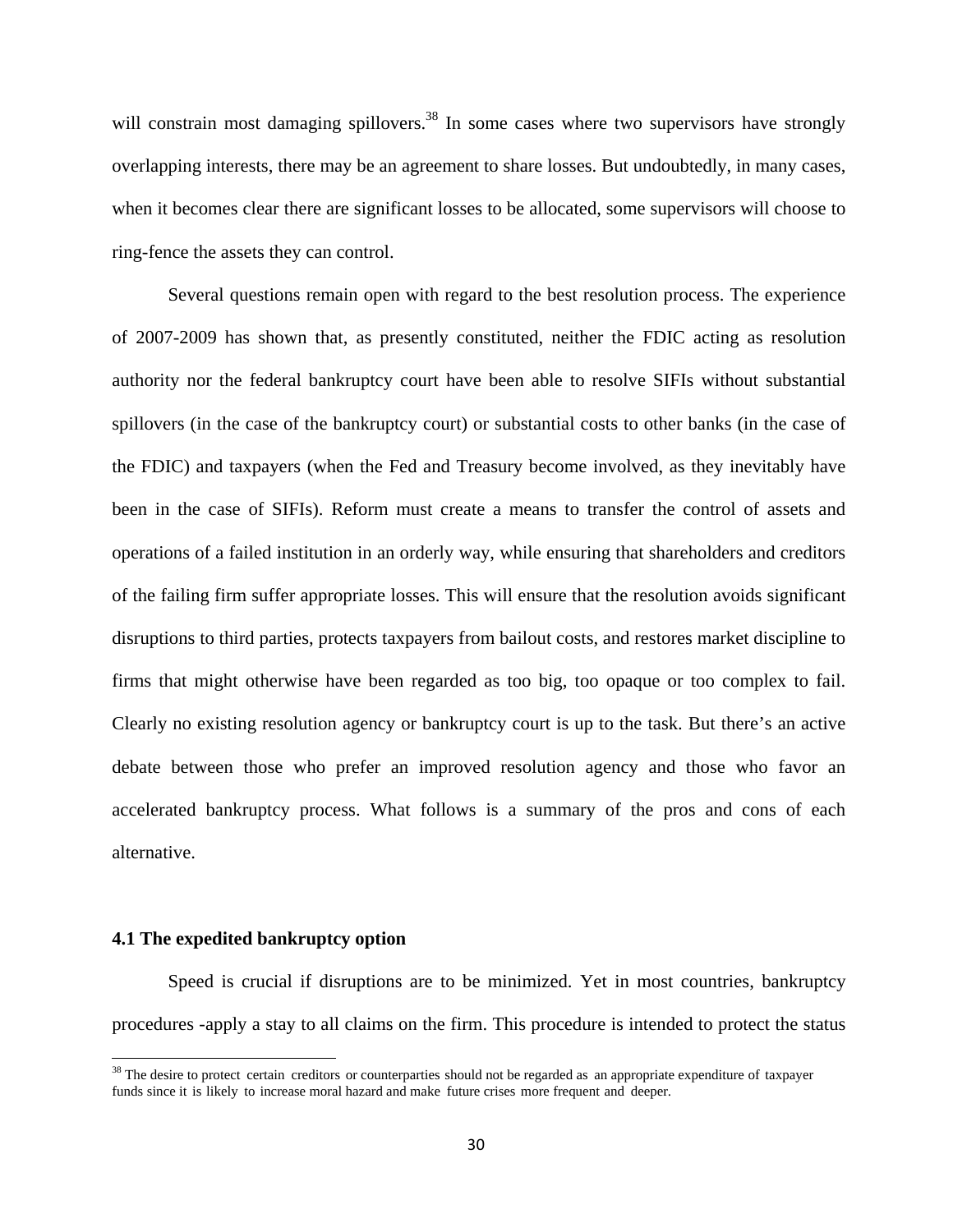will constrain most damaging spillovers.[38] In some cases where two supervisors have strongly overlapping interests, there may be an agreement to share losses. But undoubtedly, in many cases, when it becomes clear there are significant losses to be allocated, some supervisors will choose to ring-fence the assets they can control.

Several questions remain open with regard to the best resolution process. The experience of 2007-2009 has shown that, as presently constituted, neither the FDIC acting as resolution authority nor the federal bankruptcy court have been able to resolve SIFIs without substantial spillovers (in the case of the bankruptcy court) or substantial costs to other banks (in the case of the FDIC) and taxpayers (when the Fed and Treasury become involved, as they inevitably have been in the case of SIFIs). Reform must create a means to transfer the control of assets and operations of a failed institution in an orderly way, while ensuring that shareholders and creditors of the failing firm suffer appropriate losses. This will ensure that the resolution avoids significant disruptions to third parties, protects taxpayers from bailout costs, and restores market discipline to firms that might otherwise have been regarded as too big, too opaque or too complex to fail. Clearly no existing resolution agency or bankruptcy court is up to the task. But there's an active debate between those who prefer an improved resolution agency and those who favor an accelerated bankruptcy process. What follows is a summary of the pros and cons of each alternative.

### 4.1 The expedited bankruptcy option

Speed is crucial if disruptions are to be minimized. Yet in most countries, bankruptcy procedures -apply a stay to all claims on the firm. This procedure is intended to protect the status

[38] The desire to protect certain creditors or counterparties should not be regarded as an appropriate expenditure of taxpayer funds since it is likely to increase moral hazard and make future crises more frequent and deeper.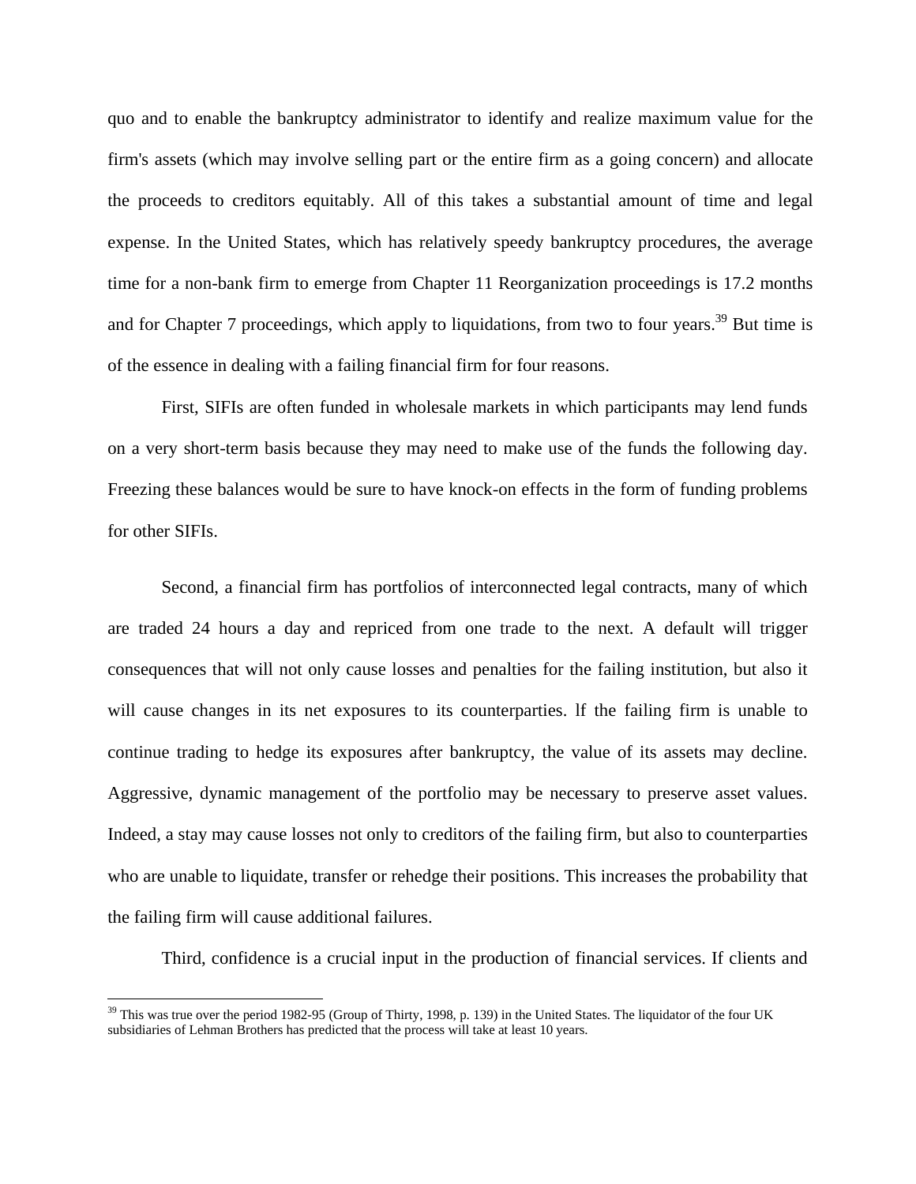quo and to enable the bankruptcy administrator to identify and realize maximum value for the firm's assets (which may involve selling part or the entire firm as a going concern) and allocate the proceeds to creditors equitably. All of this takes a substantial amount of time and legal expense. In the United States, which has relatively speedy bankruptcy procedures, the average time for a non-bank firm to emerge from Chapter 11 Reorganization proceedings is 17.2 months and for Chapter 7 proceedings, which apply to liquidations, from two to four years.[39] But time is of the essence in dealing with a failing financial firm for four reasons.

First, SIFIs are often funded in wholesale markets in which participants may lend funds on a very short-term basis because they may need to make use of the funds the following day. Freezing these balances would be sure to have knock-on effects in the form of funding problems for other SIFIs.

Second, a financial firm has portfolios of interconnected legal contracts, many of which are traded 24 hours a day and repriced from one trade to the next. A default will trigger consequences that will not only cause losses and penalties for the failing institution, but also it will cause changes in its net exposures to its counterparties. lf the failing firm is unable to continue trading to hedge its exposures after bankruptcy, the value of its assets may decline. Aggressive, dynamic management of the portfolio may be necessary to preserve asset values. Indeed, a stay may cause losses not only to creditors of the failing firm, but also to counterparties who are unable to liquidate, transfer or rehedge their positions. This increases the probability that the failing firm will cause additional failures.

Third, confidence is a crucial input in the production of financial services. If clients and

[39] This was true over the period 1982-95 (Group of Thirty, 1998, p. 139) in the United States. The liquidator of the four UK subsidiaries of Lehman Brothers has predicted that the process will take at least 10 years.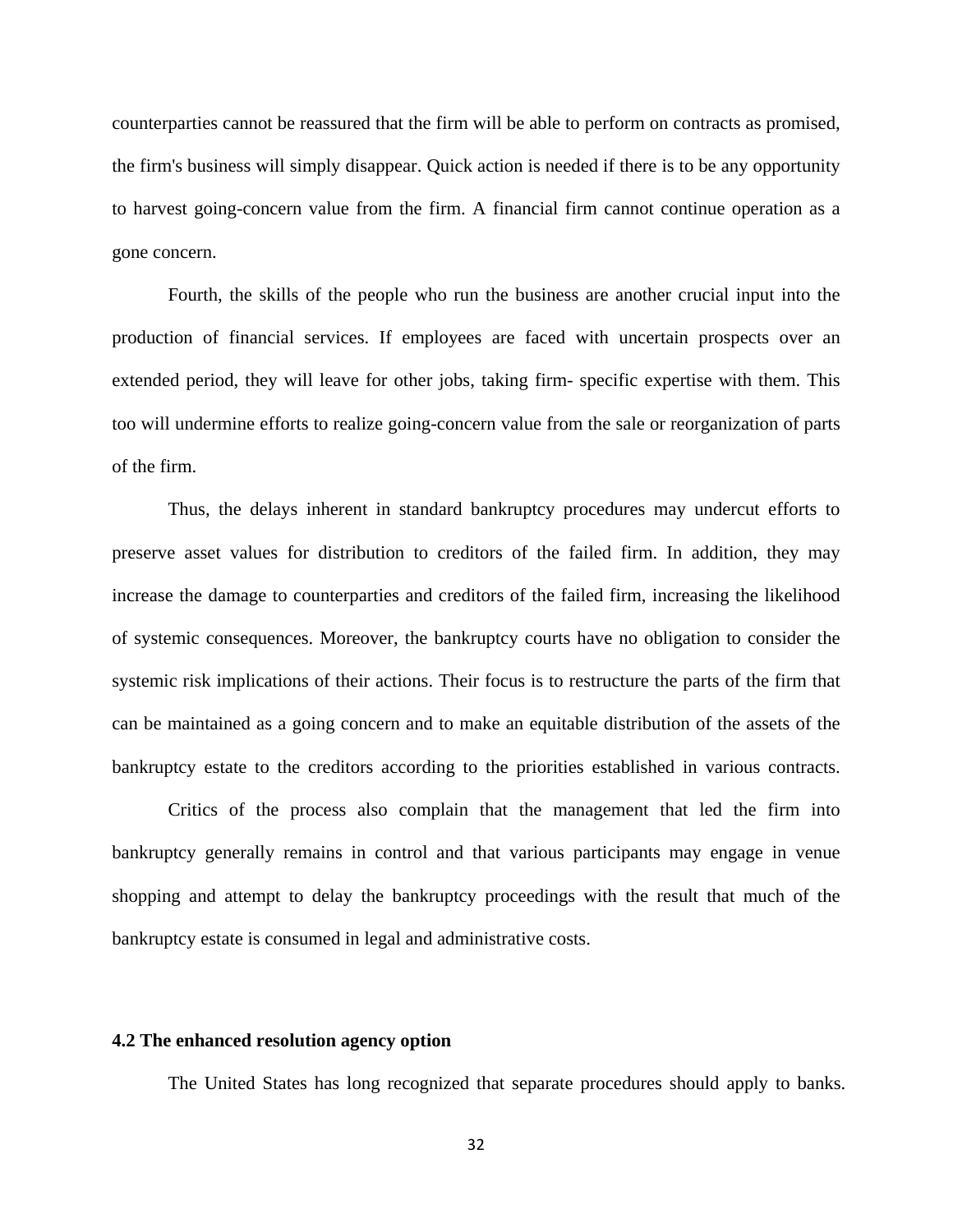counterparties cannot be reassured that the firm will be able to perform on contracts as promised, the firm's business will simply disappear. Quick action is needed if there is to be any opportunity to harvest going-concern value from the firm. A financial firm cannot continue operation as a gone concern.

Fourth, the skills of the people who run the business are another crucial input into the production of financial services. If employees are faced with uncertain prospects over an extended period, they will leave for other jobs, taking firm- specific expertise with them. This too will undermine efforts to realize going-concern value from the sale or reorganization of parts of the firm.

Thus, the delays inherent in standard bankruptcy procedures may undercut efforts to preserve asset values for distribution to creditors of the failed firm. In addition, they may increase the damage to counterparties and creditors of the failed firm, increasing the likelihood of systemic consequences. Moreover, the bankruptcy courts have no obligation to consider the systemic risk implications of their actions. Their focus is to restructure the parts of the firm that can be maintained as a going concern and to make an equitable distribution of the assets of the bankruptcy estate to the creditors according to the priorities established in various contracts.

Critics of the process also complain that the management that led the firm into bankruptcy generally remains in control and that various participants may engage in venue shopping and attempt to delay the bankruptcy proceedings with the result that much of the bankruptcy estate is consumed in legal and administrative costs.

### 4.2 The enhanced resolution agency option

The United States has long recognized that separate procedures should apply to banks.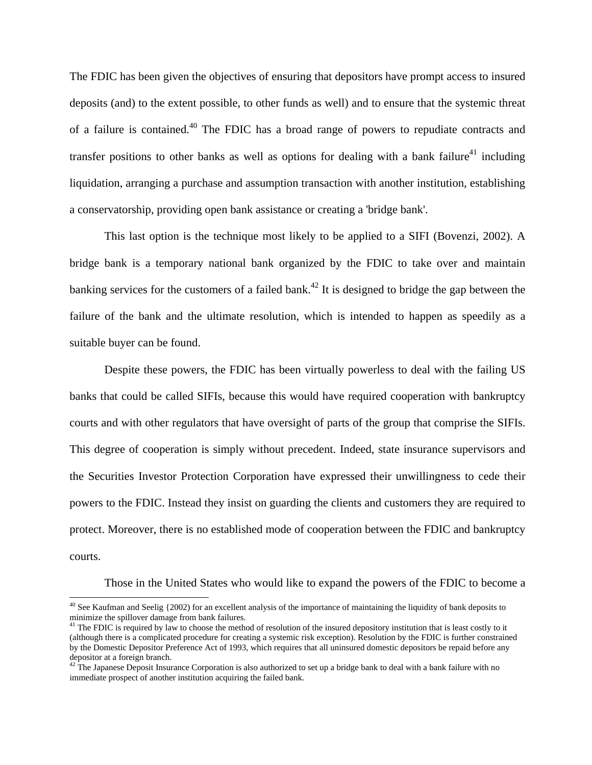The FDIC has been given the objectives of ensuring that depositors have prompt access to insured deposits (and) to the extent possible, to other funds as well) and to ensure that the systemic threat of a failure is contained.[40] The FDIC has a broad range of powers to repudiate contracts and transfer positions to other banks as well as options for dealing with a bank failure[41] including liquidation, arranging a purchase and assumption transaction with another institution, establishing a conservatorship, providing open bank assistance or creating a 'bridge bank'.

This last option is the technique most likely to be applied to a SIFI (Bovenzi, 2002). A bridge bank is a temporary national bank organized by the FDIC to take over and maintain banking services for the customers of a failed bank.[42] It is designed to bridge the gap between the failure of the bank and the ultimate resolution, which is intended to happen as speedily as a suitable buyer can be found.

Despite these powers, the FDIC has been virtually powerless to deal with the failing US banks that could be called SIFIs, because this would have required cooperation with bankruptcy courts and with other regulators that have oversight of parts of the group that comprise the SIFIs. This degree of cooperation is simply without precedent. Indeed, state insurance supervisors and the Securities Investor Protection Corporation have expressed their unwillingness to cede their powers to the FDIC. Instead they insist on guarding the clients and customers they are required to protect. Moreover, there is no established mode of cooperation between the FDIC and bankruptcy courts.

Those in the United States who would like to expand the powers of the FDIC to become a

---

[40] See Kaufman and Seelig {2002) for an excellent analysis of the importance of maintaining the liquidity of bank deposits to minimize the spillover damage from bank failures.

[41] The FDIC is required by law to choose the method of resolution of the insured depository institution that is least costly to it (although there is a complicated procedure for creating a systemic risk exception). Resolution by the FDIC is further constrained by the Domestic Depositor Preference Act of 1993, which requires that all uninsured domestic depositors be repaid before any depositor at a foreign branch.

[42] The Japanese Deposit Insurance Corporation is also authorized to set up a bridge bank to deal with a bank failure with no immediate prospect of another institution acquiring the failed bank.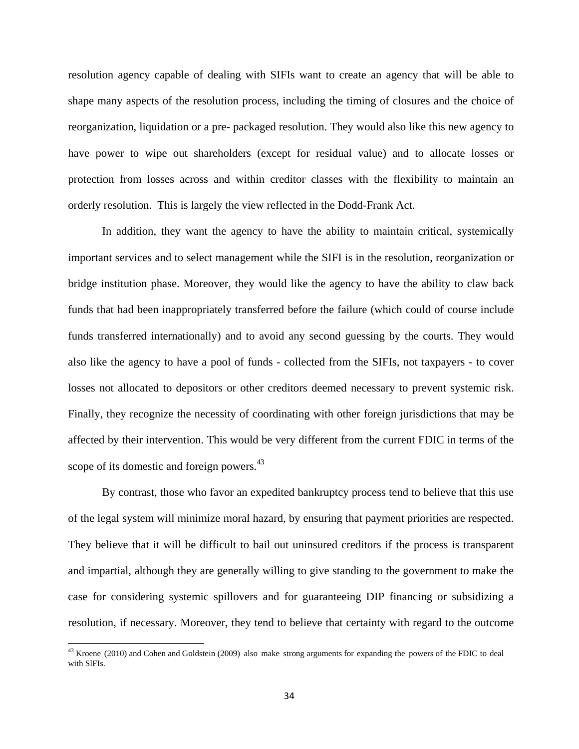resolution agency capable of dealing with SIFIs want to create an agency that will be able to shape many aspects of the resolution process, including the timing of closures and the choice of reorganization, liquidation or a pre- packaged resolution. They would also like this new agency to have power to wipe out shareholders (except for residual value) and to allocate losses or protection from losses across and within creditor classes with the flexibility to maintain an orderly resolution.  This is largely the view reflected in the Dodd-Frank Act.

In addition, they want the agency to have the ability to maintain critical, systemically important services and to select management while the SIFI is in the resolution, reorganization or bridge institution phase. Moreover, they would like the agency to have the ability to claw back funds that had been inappropriately transferred before the failure (which could of course include funds transferred internationally) and to avoid any second guessing by the courts. They would also like the agency to have a pool of funds - collected from the SIFIs, not taxpayers - to cover losses not allocated to depositors or other creditors deemed necessary to prevent systemic risk. Finally, they recognize the necessity of coordinating with other foreign jurisdictions that may be affected by their intervention. This would be very different from the current FDIC in terms of the scope of its domestic and foreign powers.[43]

By contrast, those who favor an expedited bankruptcy process tend to believe that this use of the legal system will minimize moral hazard, by ensuring that payment priorities are respected. They believe that it will be difficult to bail out uninsured creditors if the process is transparent and impartial, although they are generally willing to give standing to the government to make the case for considering systemic spillovers and for guaranteeing DIP financing or subsidizing a resolution, if necessary. Moreover, they tend to believe that certainty with regard to the outcome

[43] Kroene (2010) and Cohen and Goldstein (2009) also make strong arguments for expanding the powers of the FDIC to deal with SIFIs.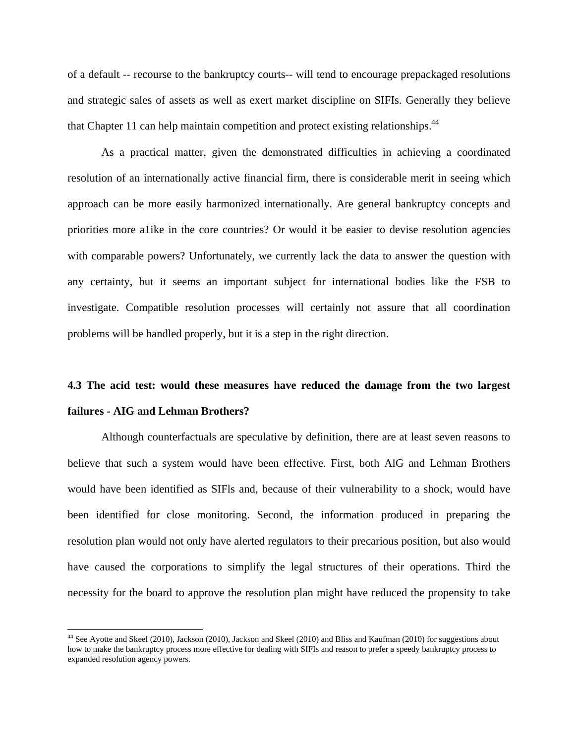of a default -- recourse to the bankruptcy courts-- will tend to encourage prepackaged resolutions and strategic sales of assets as well as exert market discipline on SIFIs. Generally they believe that Chapter 11 can help maintain competition and protect existing relationships.[44]

As a practical matter, given the demonstrated difficulties in achieving a coordinated resolution of an internationally active financial firm, there is considerable merit in seeing which approach can be more easily harmonized internationally. Are general bankruptcy concepts and priorities more a1ike in the core countries? Or would it be easier to devise resolution agencies with comparable powers? Unfortunately, we currently lack the data to answer the question with any certainty, but it seems an important subject for international bodies like the FSB to investigate. Compatible resolution processes will certainly not assure that all coordination problems will be handled properly, but it is a step in the right direction.

### 4.3 The acid test: would these measures have reduced the damage from the two largest failures - AIG and Lehman Brothers?

Although counterfactuals are speculative by definition, there are at least seven reasons to believe that such a system would have been effective. First, both AlG and Lehman Brothers would have been identified as SIFls and, because of their vulnerability to a shock, would have been identified for close monitoring. Second, the information produced in preparing the resolution plan would not only have alerted regulators to their precarious position, but also would have caused the corporations to simplify the legal structures of their operations. Third the necessity for the board to approve the resolution plan might have reduced the propensity to take

[44] See Ayotte and Skeel (2010), Jackson (2010), Jackson and Skeel (2010) and Bliss and Kaufman (2010) for suggestions about how to make the bankruptcy process more effective for dealing with SIFIs and reason to prefer a speedy bankruptcy process to expanded resolution agency powers.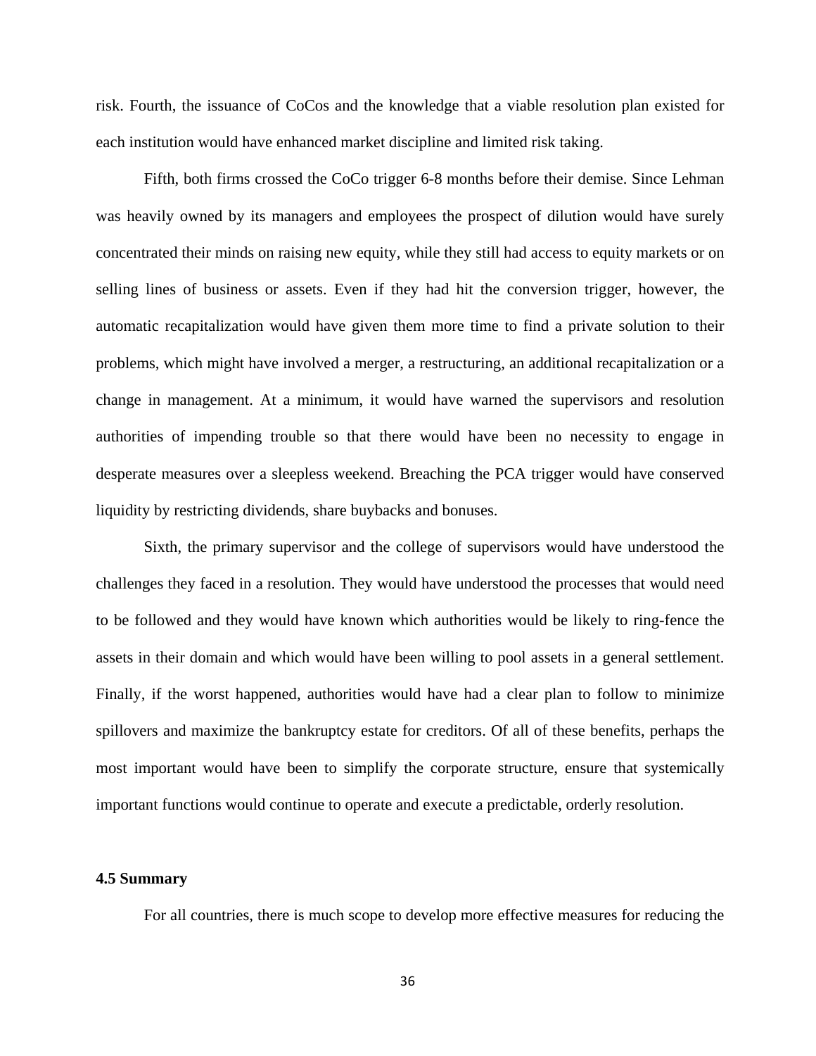risk. Fourth, the issuance of CoCos and the knowledge that a viable resolution plan existed for each institution would have enhanced market discipline and limited risk taking.

Fifth, both firms crossed the CoCo trigger 6-8 months before their demise. Since Lehman was heavily owned by its managers and employees the prospect of dilution would have surely concentrated their minds on raising new equity, while they still had access to equity markets or on selling lines of business or assets. Even if they had hit the conversion trigger, however, the automatic recapitalization would have given them more time to find a private solution to their problems, which might have involved a merger, a restructuring, an additional recapitalization or a change in management. At a minimum, it would have warned the supervisors and resolution authorities of impending trouble so that there would have been no necessity to engage in desperate measures over a sleepless weekend. Breaching the PCA trigger would have conserved liquidity by restricting dividends, share buybacks and bonuses.

Sixth, the primary supervisor and the college of supervisors would have understood the challenges they faced in a resolution. They would have understood the processes that would need to be followed and they would have known which authorities would be likely to ring-fence the assets in their domain and which would have been willing to pool assets in a general settlement. Finally, if the worst happened, authorities would have had a clear plan to follow to minimize spillovers and maximize the bankruptcy estate for creditors. Of all of these benefits, perhaps the most important would have been to simplify the corporate structure, ensure that systemically important functions would continue to operate and execute a predictable, orderly resolution.

### 4.5 Summary

For all countries, there is much scope to develop more effective measures for reducing the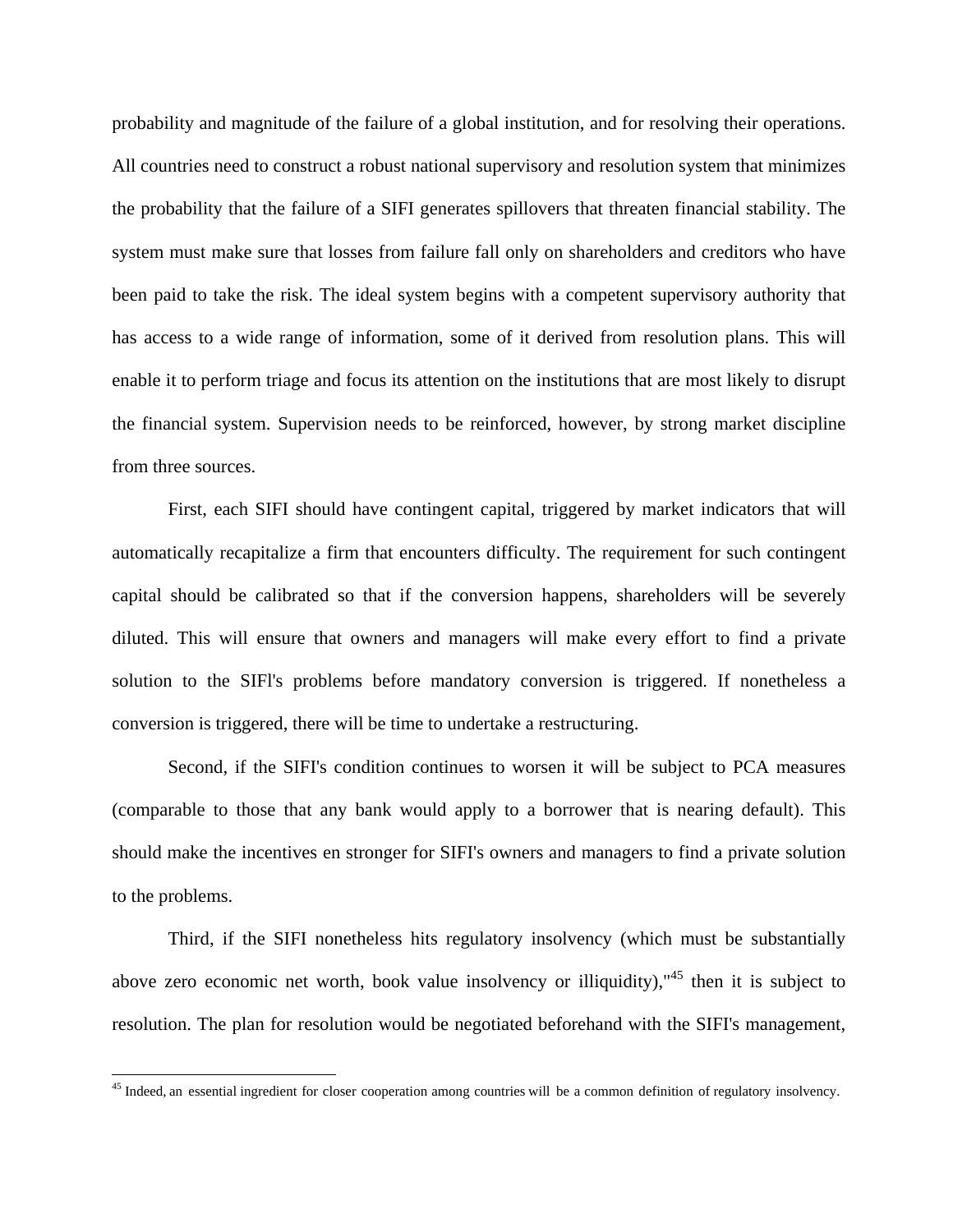probability and magnitude of the failure of a global institution, and for resolving their operations. All countries need to construct a robust national supervisory and resolution system that minimizes the probability that the failure of a SIFI generates spillovers that threaten financial stability. The system must make sure that losses from failure fall only on shareholders and creditors who have been paid to take the risk. The ideal system begins with a competent supervisory authority that has access to a wide range of information, some of it derived from resolution plans. This will enable it to perform triage and focus its attention on the institutions that are most likely to disrupt the financial system. Supervision needs to be reinforced, however, by strong market discipline from three sources.

First, each SIFI should have contingent capital, triggered by market indicators that will automatically recapitalize a firm that encounters difficulty. The requirement for such contingent capital should be calibrated so that if the conversion happens, shareholders will be severely diluted. This will ensure that owners and managers will make every effort to find a private solution to the SIFl's problems before mandatory conversion is triggered. If nonetheless a conversion is triggered, there will be time to undertake a restructuring.

Second, if the SIFI's condition continues to worsen it will be subject to PCA measures (comparable to those that any bank would apply to a borrower that is nearing default). This should make the incentives en stronger for SIFI's owners and managers to find a private solution to the problems.

Third, if the SIFI nonetheless hits regulatory insolvency (which must be substantially above zero economic net worth, book value insolvency or illiquidity),"[45] then it is subject to resolution. The plan for resolution would be negotiated beforehand with the SIFI's management,

---

[45] Indeed, an essential ingredient for closer cooperation among countries will be a common definition of regulatory insolvency.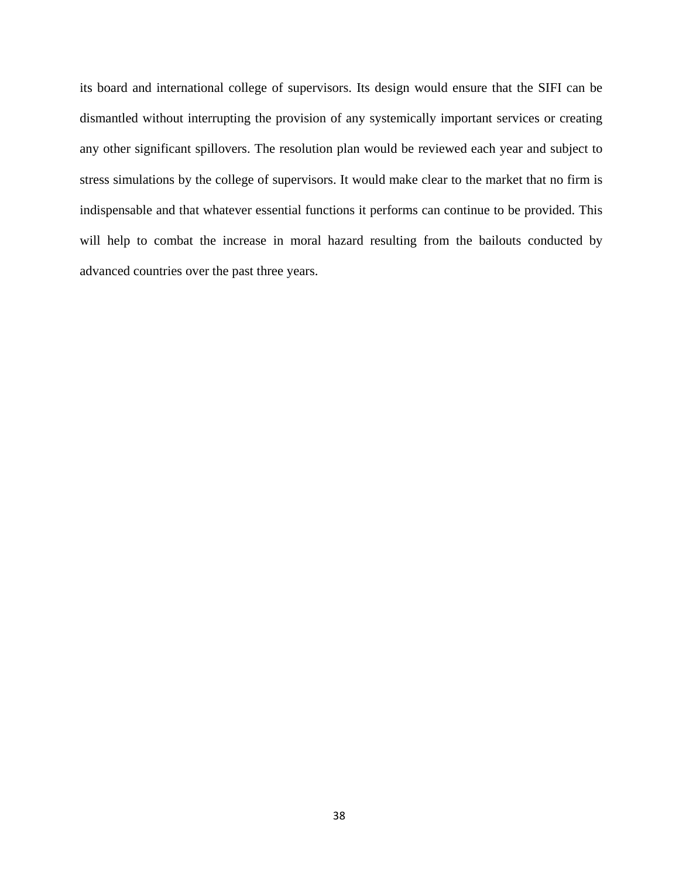its board and international college of supervisors. Its design would ensure that the SIFI can be dismantled without interrupting the provision of any systemically important services or creating any other significant spillovers. The resolution plan would be reviewed each year and subject to stress simulations by the college of supervisors. It would make clear to the market that no firm is indispensable and that whatever essential functions it performs can continue to be provided. This will help to combat the increase in moral hazard resulting from the bailouts conducted by advanced countries over the past three years.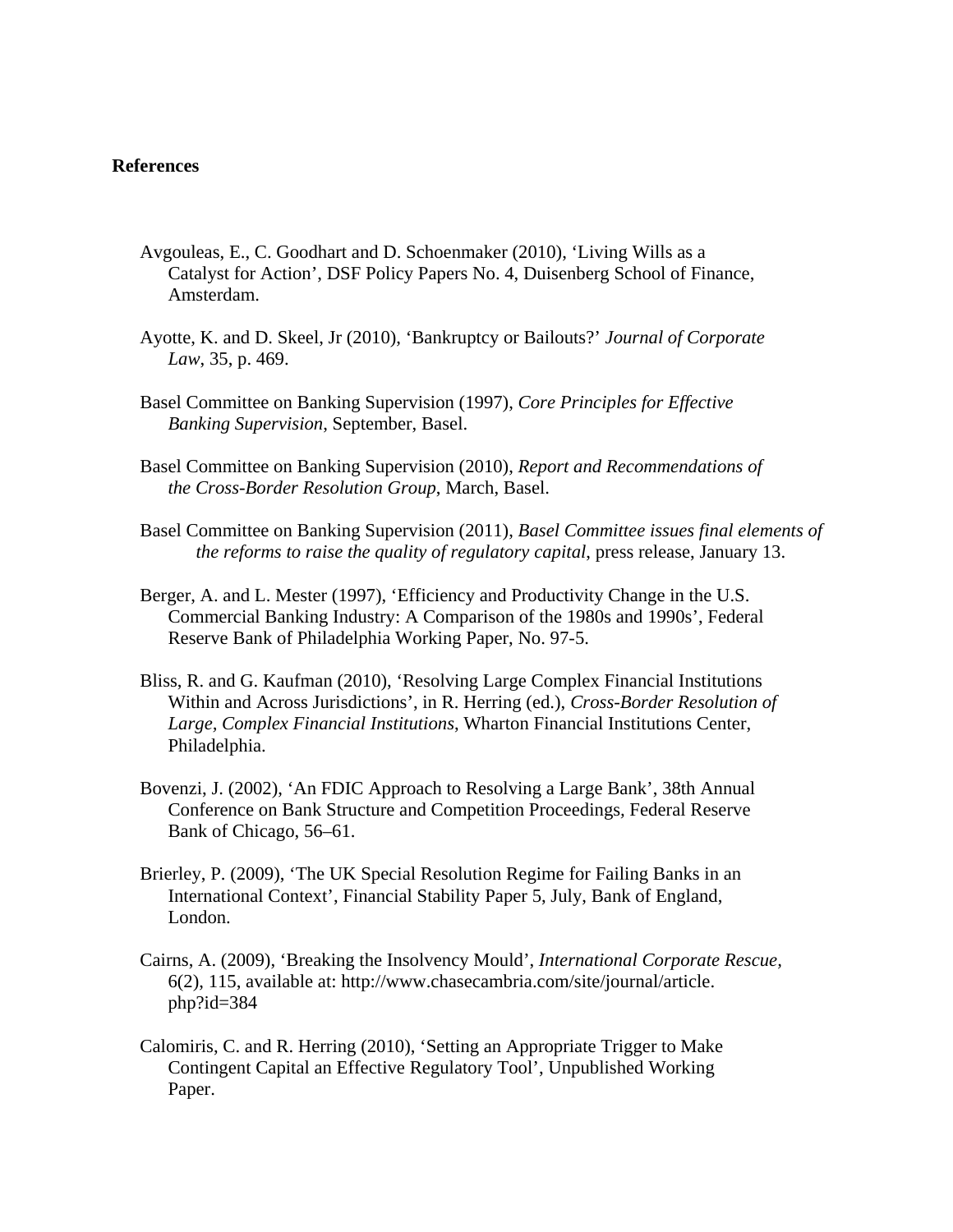# References

Avgouleas, E., C. Goodhart and D. Schoenmaker (2010), ‘Living Wills as a Catalyst for Action’, DSF Policy Papers No. 4, Duisenberg School of Finance, Amsterdam.

Ayotte, K. and D. Skeel, Jr (2010), ‘Bankruptcy or Bailouts?’ *Journal of Corporate Law*, 35, p. 469.

Basel Committee on Banking Supervision (1997), *Core Principles for Effective Banking Supervision*, September, Basel.

Basel Committee on Banking Supervision (2010), *Report and Recommendations of the Cross-Border Resolution Group*, March, Basel.

Basel Committee on Banking Supervision (2011), *Basel Committee issues final elements of the reforms to raise the quality of regulatory capital*, press release, January 13.

Berger, A. and L. Mester (1997), ‘Efficiency and Productivity Change in the U.S. Commercial Banking Industry: A Comparison of the 1980s and 1990s’, Federal Reserve Bank of Philadelphia Working Paper, No. 97-5.

Bliss, R. and G. Kaufman (2010), ‘Resolving Large Complex Financial Institutions Within and Across Jurisdictions’, in R. Herring (ed.), *Cross-Border Resolution of Large, Complex Financial Institutions*, Wharton Financial Institutions Center, Philadelphia.

Bovenzi, J. (2002), ‘An FDIC Approach to Resolving a Large Bank’, 38th Annual Conference on Bank Structure and Competition Proceedings, Federal Reserve Bank of Chicago, 56–61.

Brierley, P. (2009), ‘The UK Special Resolution Regime for Failing Banks in an International Context’, Financial Stability Paper 5, July, Bank of England, London.

Cairns, A. (2009), ‘Breaking the Insolvency Mould’, *International Corporate Rescue*, 6(2), 115, available at: http://www.chasecambria.com/site/journal/article.php?id=384

Calomiris, C. and R. Herring (2010), ‘Setting an Appropriate Trigger to Make Contingent Capital an Effective Regulatory Tool’, Unpublished Working Paper.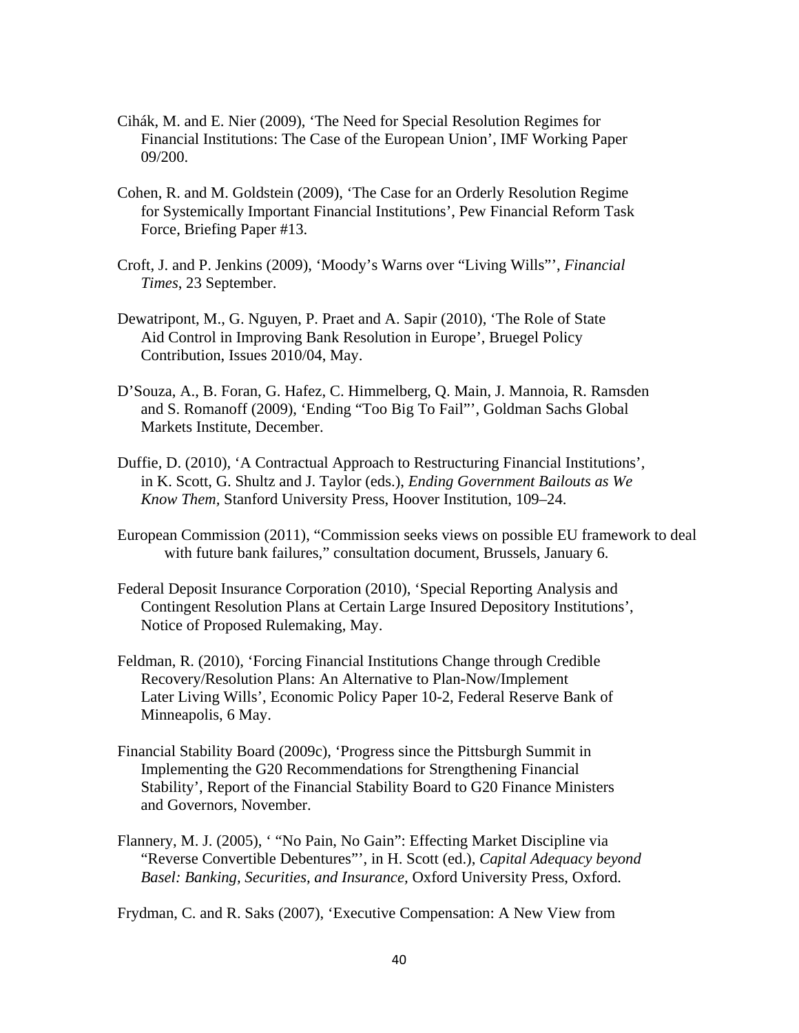Cihák, M. and E. Nier (2009), 'The Need for Special Resolution Regimes for Financial Institutions: The Case of the European Union', IMF Working Paper 09/200.

Cohen, R. and M. Goldstein (2009), 'The Case for an Orderly Resolution Regime for Systemically Important Financial Institutions', Pew Financial Reform Task Force, Briefing Paper #13.

Croft, J. and P. Jenkins (2009), 'Moody's Warns over "Living Wills"', *Financial Times*, 23 September.

Dewatripont, M., G. Nguyen, P. Praet and A. Sapir (2010), 'The Role of State Aid Control in Improving Bank Resolution in Europe', Bruegel Policy Contribution, Issues 2010/04, May.

D'Souza, A., B. Foran, G. Hafez, C. Himmelberg, Q. Main, J. Mannoia, R. Ramsden and S. Romanoff (2009), 'Ending "Too Big To Fail"', Goldman Sachs Global Markets Institute, December.

Duffie, D. (2010), 'A Contractual Approach to Restructuring Financial Institutions', in K. Scott, G. Shultz and J. Taylor (eds.), *Ending Government Bailouts as We Know Them*, Stanford University Press, Hoover Institution, 109–24.

European Commission (2011), "Commission seeks views on possible EU framework to deal with future bank failures," consultation document, Brussels, January 6.

Federal Deposit Insurance Corporation (2010), 'Special Reporting Analysis and Contingent Resolution Plans at Certain Large Insured Depository Institutions', Notice of Proposed Rulemaking, May.

Feldman, R. (2010), 'Forcing Financial Institutions Change through Credible Recovery/Resolution Plans: An Alternative to Plan-Now/Implement Later Living Wills', Economic Policy Paper 10-2, Federal Reserve Bank of Minneapolis, 6 May.

Financial Stability Board (2009c), 'Progress since the Pittsburgh Summit in Implementing the G20 Recommendations for Strengthening Financial Stability', Report of the Financial Stability Board to G20 Finance Ministers and Governors, November.

Flannery, M. J. (2005), ' "No Pain, No Gain": Effecting Market Discipline via "Reverse Convertible Debentures"', in H. Scott (ed.), *Capital Adequacy beyond Basel: Banking, Securities, and Insurance*, Oxford University Press, Oxford.

Frydman, C. and R. Saks (2007), 'Executive Compensation: A New View from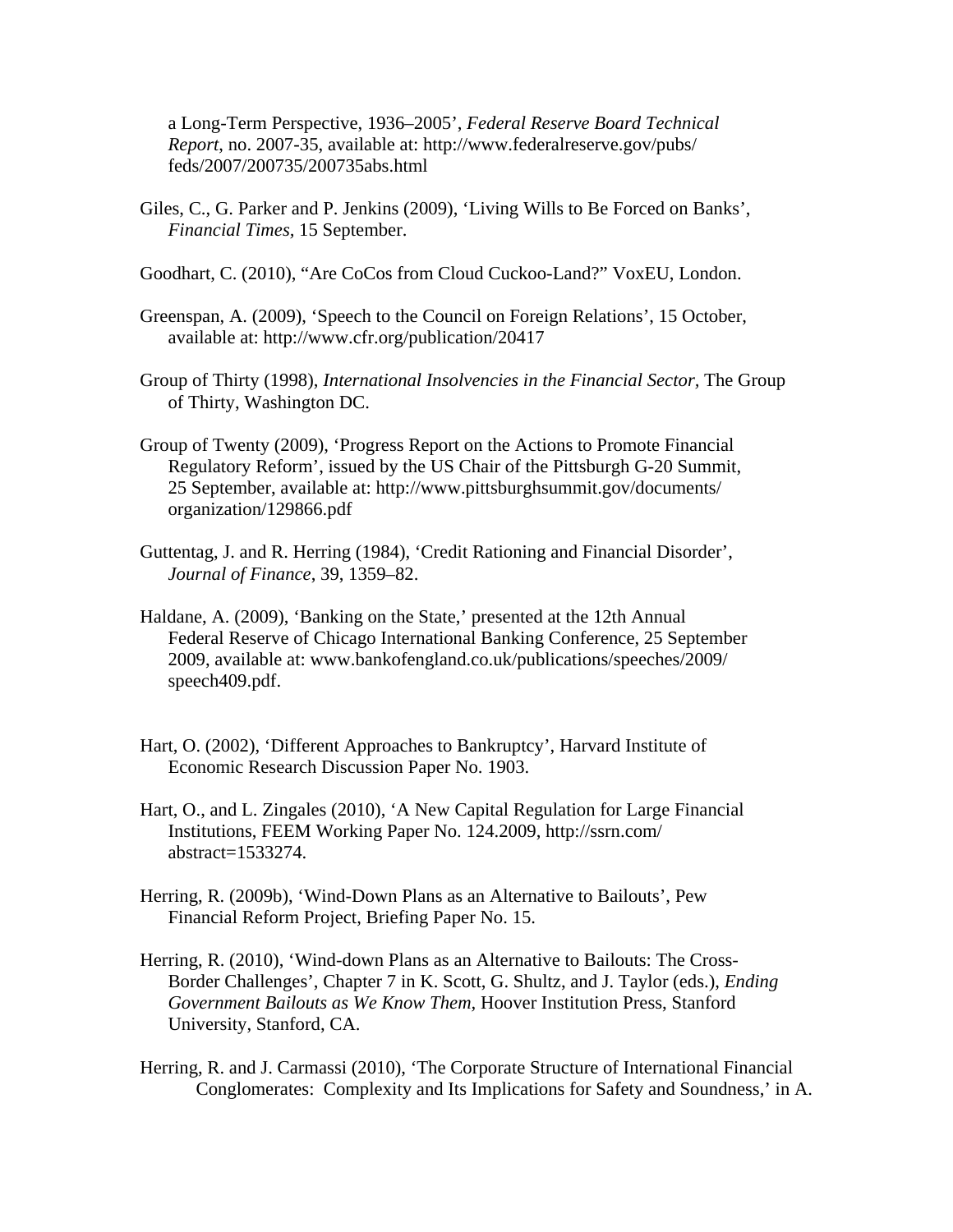a Long-Term Perspective, 1936–2005', *Federal Reserve Board Technical Report*, no. 2007-35, available at: http://www.federalreserve.gov/pubs/feds/2007/200735/200735abs.html

Giles, C., G. Parker and P. Jenkins (2009), 'Living Wills to Be Forced on Banks', *Financial Times*, 15 September.

Goodhart, C. (2010), "Are CoCos from Cloud Cuckoo-Land?" VoxEU, London.

Greenspan, A. (2009), 'Speech to the Council on Foreign Relations', 15 October, available at: http://www.cfr.org/publication/20417

Group of Thirty (1998), *International Insolvencies in the Financial Sector*, The Group of Thirty, Washington DC.

Group of Twenty (2009), 'Progress Report on the Actions to Promote Financial Regulatory Reform', issued by the US Chair of the Pittsburgh G-20 Summit, 25 September, available at: http://www.pittsburghsummit.gov/documents/organization/129866.pdf

Guttentag, J. and R. Herring (1984), 'Credit Rationing and Financial Disorder', *Journal of Finance*, 39, 1359–82.

Haldane, A. (2009), 'Banking on the State,' presented at the 12th Annual Federal Reserve of Chicago International Banking Conference, 25 September 2009, available at: www.bankofengland.co.uk/publications/speeches/2009/speech409.pdf.

Hart, O. (2002), 'Different Approaches to Bankruptcy', Harvard Institute of Economic Research Discussion Paper No. 1903.

Hart, O., and L. Zingales (2010), 'A New Capital Regulation for Large Financial Institutions, FEEM Working Paper No. 124.2009, http://ssrn.com/abstract=1533274.

Herring, R. (2009b), 'Wind-Down Plans as an Alternative to Bailouts', Pew Financial Reform Project, Briefing Paper No. 15.

Herring, R. (2010), 'Wind-down Plans as an Alternative to Bailouts: The Cross-Border Challenges', Chapter 7 in K. Scott, G. Shultz, and J. Taylor (eds.), *Ending Government Bailouts as We Know Them*, Hoover Institution Press, Stanford University, Stanford, CA.

Herring, R. and J. Carmassi (2010), 'The Corporate Structure of International Financial Conglomerates: Complexity and Its Implications for Safety and Soundness,' in A.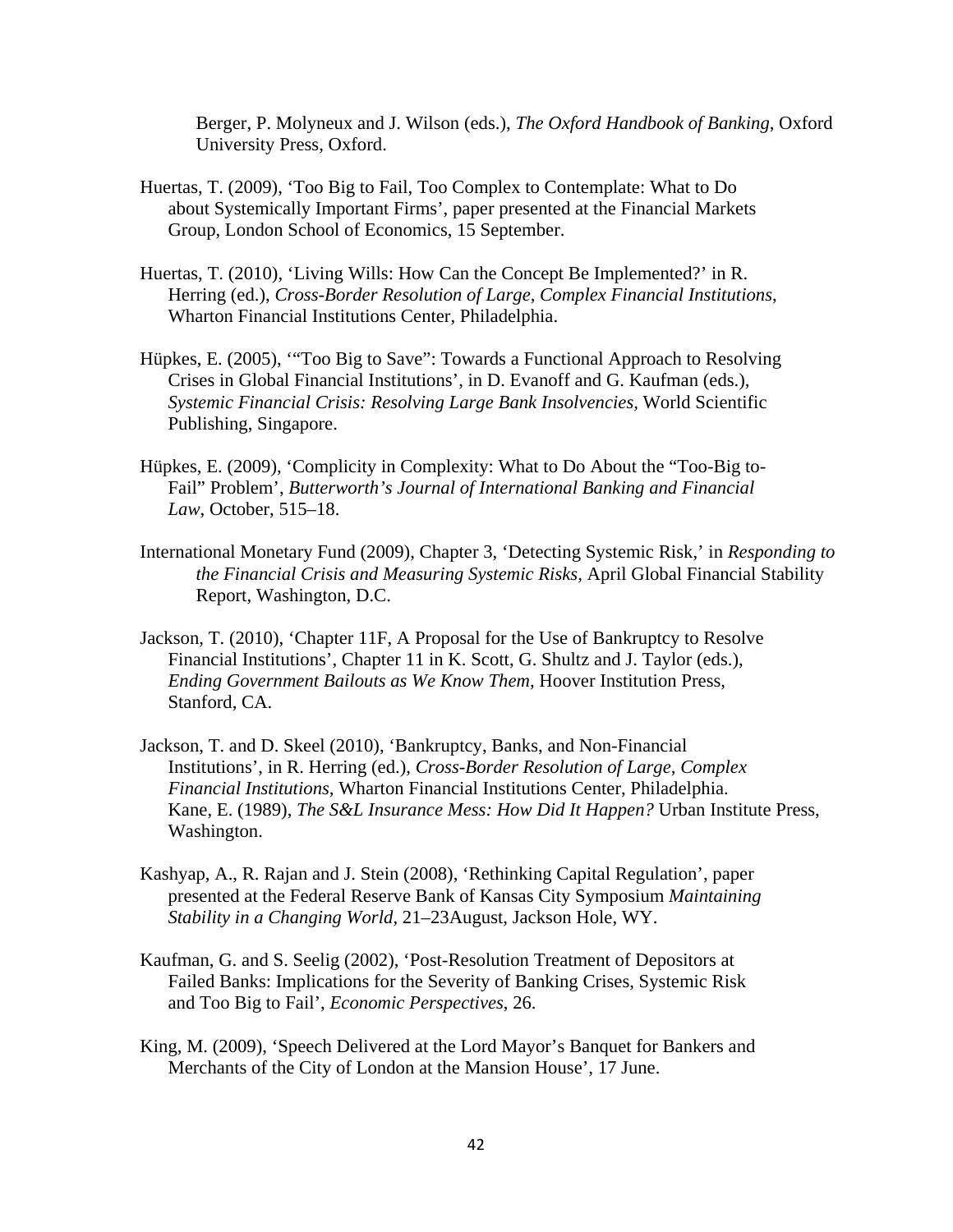Berger, P. Molyneux and J. Wilson (eds.), *The Oxford Handbook of Banking*, Oxford University Press, Oxford.

Huertas, T. (2009), 'Too Big to Fail, Too Complex to Contemplate: What to Do about Systemically Important Firms', paper presented at the Financial Markets Group, London School of Economics, 15 September.

Huertas, T. (2010), 'Living Wills: How Can the Concept Be Implemented?' in R. Herring (ed.), *Cross-Border Resolution of Large, Complex Financial Institutions*, Wharton Financial Institutions Center, Philadelphia.

Hüpkes, E. (2005), '"Too Big to Save": Towards a Functional Approach to Resolving Crises in Global Financial Institutions', in D. Evanoff and G. Kaufman (eds.), *Systemic Financial Crisis: Resolving Large Bank Insolvencies,* World Scientific Publishing, Singapore.

Hüpkes, E. (2009), 'Complicity in Complexity: What to Do About the "Too-Big to-Fail" Problem', *Butterworth's Journal of International Banking and Financial Law*, October, 515–18.

International Monetary Fund (2009), Chapter 3, 'Detecting Systemic Risk,' in *Responding to the Financial Crisis and Measuring Systemic Risks,* April Global Financial Stability Report, Washington, D.C.

Jackson, T. (2010), 'Chapter 11F, A Proposal for the Use of Bankruptcy to Resolve Financial Institutions', Chapter 11 in K. Scott, G. Shultz and J. Taylor (eds.), *Ending Government Bailouts as We Know Them,* Hoover Institution Press, Stanford, CA.

Jackson, T. and D. Skeel (2010), 'Bankruptcy, Banks, and Non-Financial Institutions', in R. Herring (ed.), *Cross-Border Resolution of Large, Complex Financial Institutions*, Wharton Financial Institutions Center, Philadelphia.

Kane, E. (1989), *The S&L Insurance Mess: How Did It Happen?* Urban Institute Press, Washington.

Kashyap, A., R. Rajan and J. Stein (2008), 'Rethinking Capital Regulation', paper presented at the Federal Reserve Bank of Kansas City Symposium *Maintaining Stability in a Changing World*, 21–23August, Jackson Hole, WY.

Kaufman, G. and S. Seelig (2002), 'Post-Resolution Treatment of Depositors at Failed Banks: Implications for the Severity of Banking Crises, Systemic Risk and Too Big to Fail', *Economic Perspectives*, 26.

King, M. (2009), 'Speech Delivered at the Lord Mayor's Banquet for Bankers and Merchants of the City of London at the Mansion House', 17 June.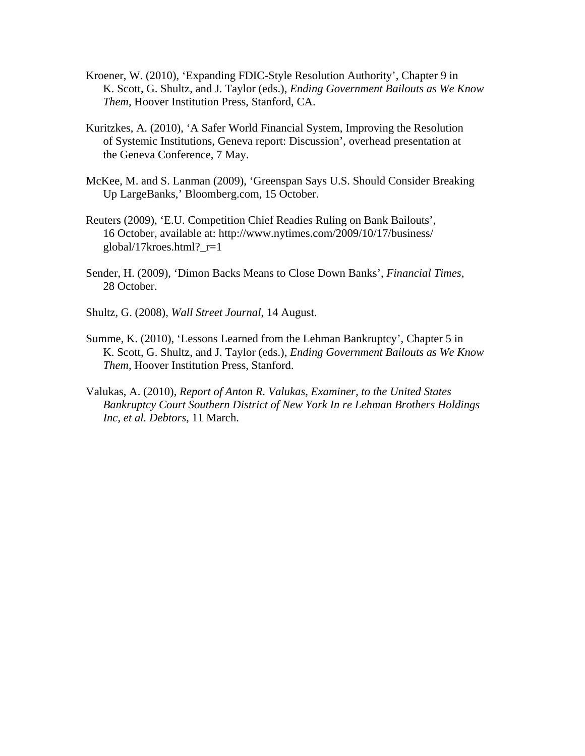Kroener, W. (2010), 'Expanding FDIC-Style Resolution Authority', Chapter 9 in K. Scott, G. Shultz, and J. Taylor (eds.), *Ending Government Bailouts as We Know Them*, Hoover Institution Press, Stanford, CA.

Kuritzkes, A. (2010), 'A Safer World Financial System, Improving the Resolution of Systemic Institutions, Geneva report: Discussion', overhead presentation at the Geneva Conference, 7 May.

McKee, M. and S. Lanman (2009), 'Greenspan Says U.S. Should Consider Breaking Up LargeBanks,' Bloomberg.com, 15 October.

Reuters (2009), 'E.U. Competition Chief Readies Ruling on Bank Bailouts', 16 October, available at: http://www.nytimes.com/2009/10/17/business/global/17kroes.html?_r=1

Sender, H. (2009), 'Dimon Backs Means to Close Down Banks', *Financial Times*, 28 October.

Shultz, G. (2008), *Wall Street Journal*, 14 August.

Summe, K. (2010), 'Lessons Learned from the Lehman Bankruptcy', Chapter 5 in K. Scott, G. Shultz, and J. Taylor (eds.), *Ending Government Bailouts as We Know Them*, Hoover Institution Press, Stanford.

Valukas, A. (2010), *Report of Anton R. Valukas, Examiner, to the United States Bankruptcy Court Southern District of New York In re Lehman Brothers Holdings Inc, et al. Debtors*, 11 March.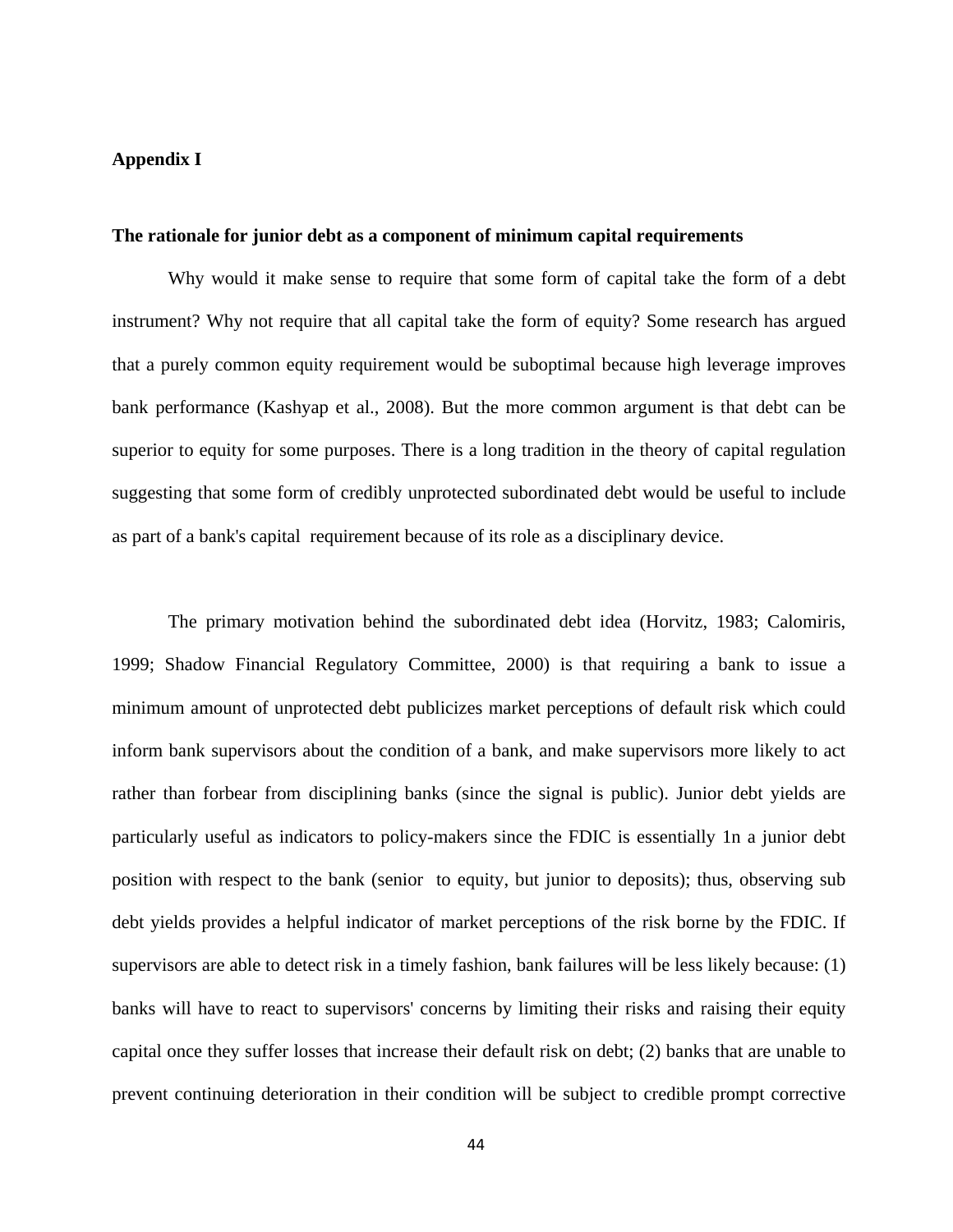## Appendix I

### The rationale for junior debt as a component of minimum capital requirements

Why would it make sense to require that some form of capital take the form of a debt instrument? Why not require that all capital take the form of equity? Some research has argued that a purely common equity requirement would be suboptimal because high leverage improves bank performance (Kashyap et al., 2008). But the more common argument is that debt can be superior to equity for some purposes. There is a long tradition in the theory of capital regulation suggesting that some form of credibly unprotected subordinated debt would be useful to include as part of a bank's capital requirement because of its role as a disciplinary device.

The primary motivation behind the subordinated debt idea (Horvitz, 1983; Calomiris, 1999; Shadow Financial Regulatory Committee, 2000) is that requiring a bank to issue a minimum amount of unprotected debt publicizes market perceptions of default risk which could inform bank supervisors about the condition of a bank, and make supervisors more likely to act rather than forbear from disciplining banks (since the signal is public). Junior debt yields are particularly useful as indicators to policy-makers since the FDIC is essentially 1n a junior debt position with respect to the bank (senior to equity, but junior to deposits); thus, observing sub debt yields provides a helpful indicator of market perceptions of the risk borne by the FDIC. If supervisors are able to detect risk in a timely fashion, bank failures will be less likely because: (1) banks will have to react to supervisors' concerns by limiting their risks and raising their equity capital once they suffer losses that increase their default risk on debt; (2) banks that are unable to prevent continuing deterioration in their condition will be subject to credible prompt corrective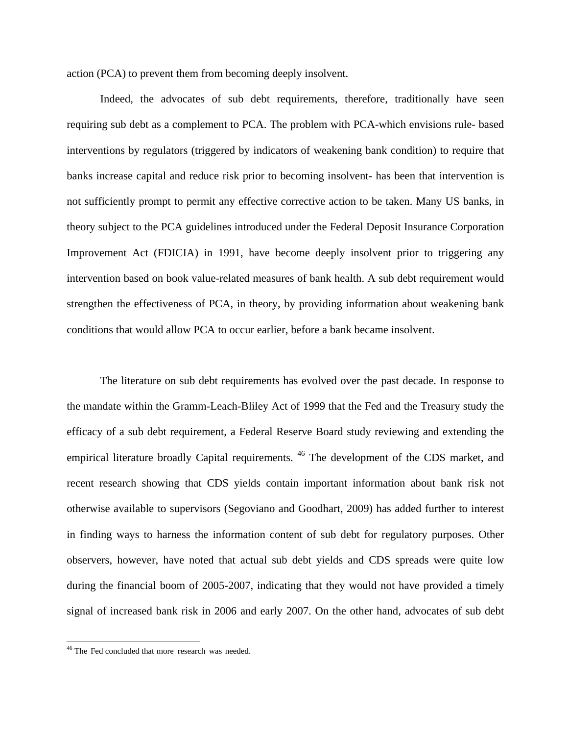action (PCA) to prevent them from becoming deeply insolvent.

Indeed, the advocates of sub debt requirements, therefore, traditionally have seen requiring sub debt as a complement to PCA. The problem with PCA-which envisions rule- based interventions by regulators (triggered by indicators of weakening bank condition) to require that banks increase capital and reduce risk prior to becoming insolvent- has been that intervention is not sufficiently prompt to permit any effective corrective action to be taken. Many US banks, in theory subject to the PCA guidelines introduced under the Federal Deposit Insurance Corporation Improvement Act (FDICIA) in 1991, have become deeply insolvent prior to triggering any intervention based on book value-related measures of bank health. A sub debt requirement would strengthen the effectiveness of PCA, in theory, by providing information about weakening bank conditions that would allow PCA to occur earlier, before a bank became insolvent.

The literature on sub debt requirements has evolved over the past decade. In response to the mandate within the Gramm-Leach-Bliley Act of 1999 that the Fed and the Treasury study the efficacy of a sub debt requirement, a Federal Reserve Board study reviewing and extending the empirical literature broadly Capital requirements. [46] The development of the CDS market, and recent research showing that CDS yields contain important information about bank risk not otherwise available to supervisors (Segoviano and Goodhart, 2009) has added further to interest in finding ways to harness the information content of sub debt for regulatory purposes. Other observers, however, have noted that actual sub debt yields and CDS spreads were quite low during the financial boom of 2005-2007, indicating that they would not have provided a timely signal of increased bank risk in 2006 and early 2007. On the other hand, advocates of sub debt

[46] The Fed concluded that more research was needed.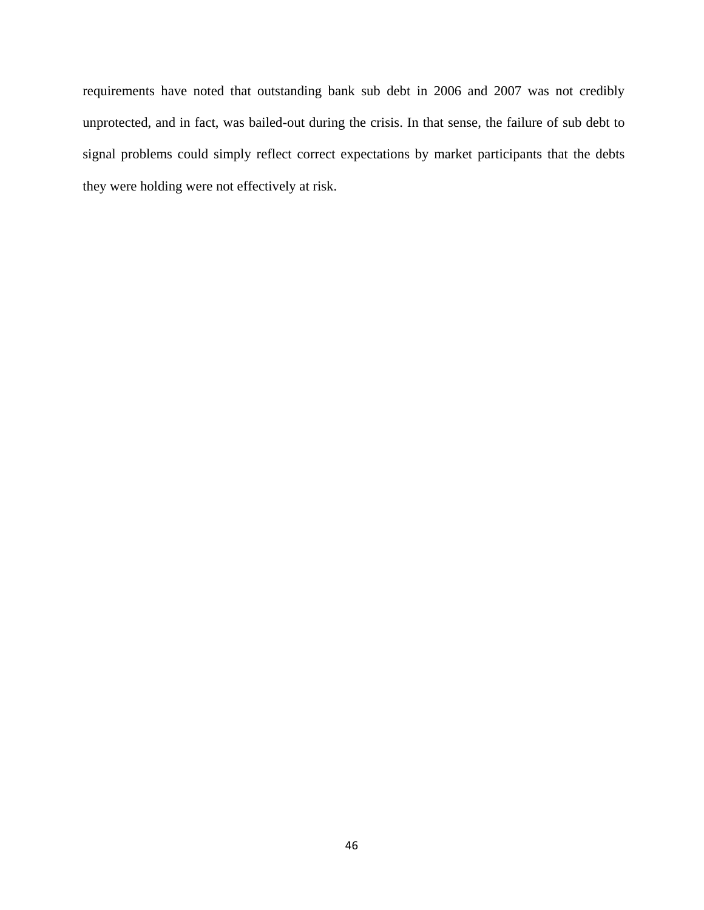requirements have noted that outstanding bank sub debt in 2006 and 2007 was not credibly unprotected, and in fact, was bailed-out during the crisis. In that sense, the failure of sub debt to signal problems could simply reflect correct expectations by market participants that the debts they were holding were not effectively at risk.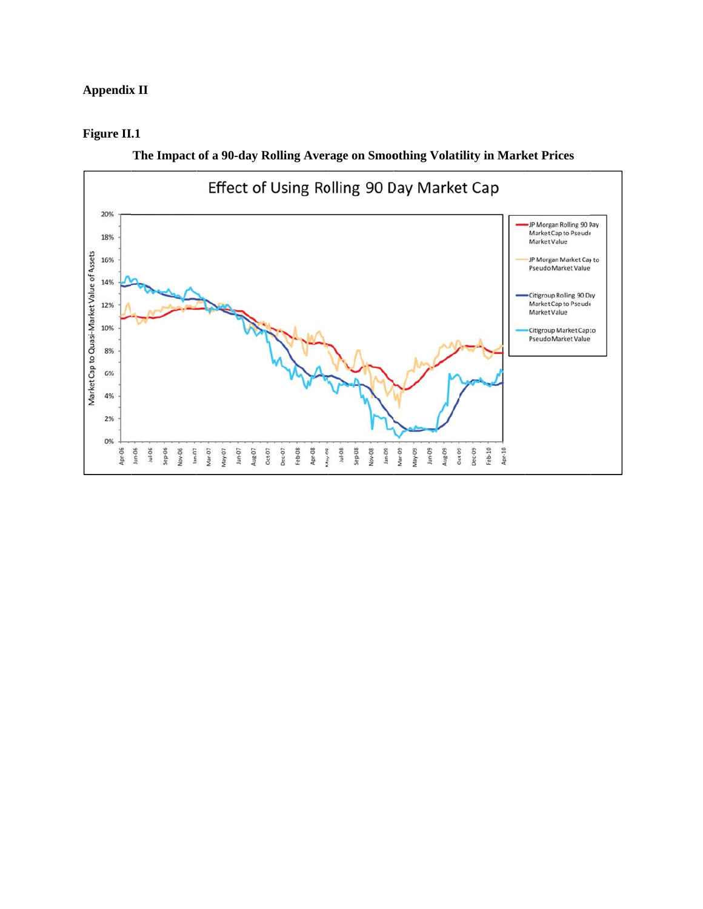**Appendix II**

**Figure II.1**

**The Impact of a 90-day Rolling Average on Smoothing Volatility in Market Prices**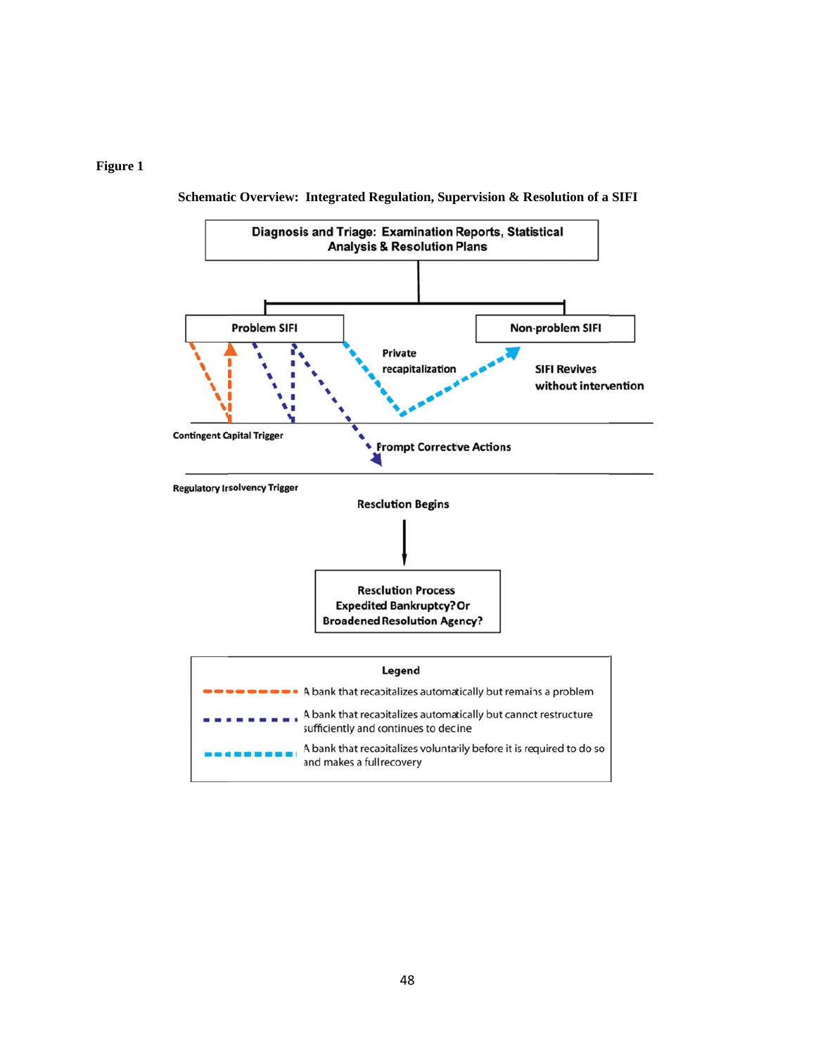**Figure 1**

**Schematic Overview: Integrated Regulation, Supervision & Resolution of a SIFI**

**Diagnosis and Triage: Examination Reports, Statistical Analysis & Resolution Plans**

**Problem SIFI**

**Non-problem SIFI**

**Private recapitalization**

**SIFI Revives without intervention**

**Contingent Capital Trigger**

**Prompt Corrective Actions**

**Regulatory Insolvency Trigger**

**Resolution Begins**

**Resolution Process**
**Expedited Bankruptcy? Or**
**Broadened Resolution Agency?**

**Legend**

- A bank that recapitalizes automatically but remains a problem
- A bank that recapitalizes automatically but cannot restructure sufficiently and continues to decline
- A bank that recapitalizes voluntarily before it is required to do so and makes a full recovery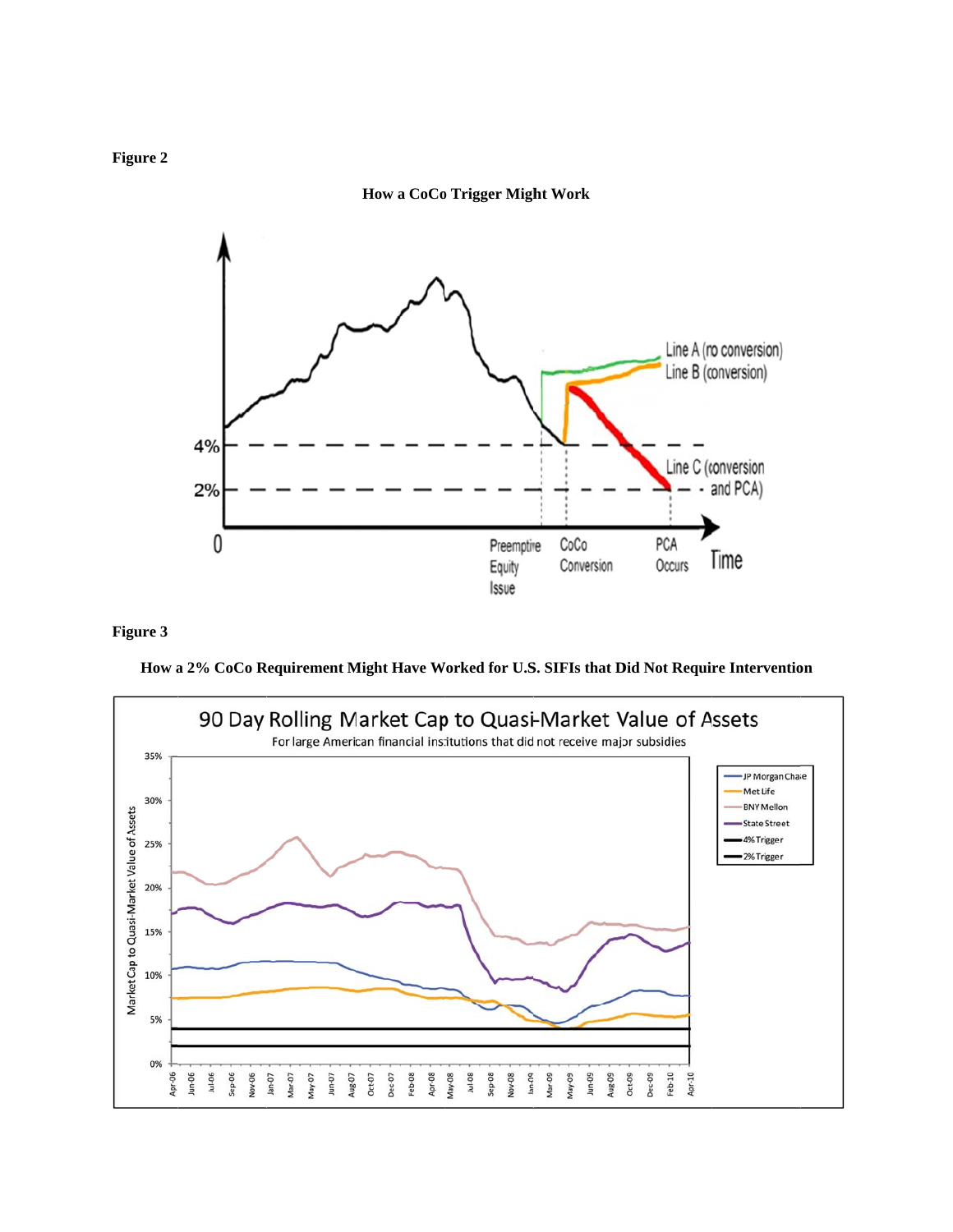**Figure 2**

**How a CoCo Trigger Might Work**

**Figure 3**

**How a 2% CoCo Requirement Might Have Worked for U.S. SIFIs that Did Not Require Intervention**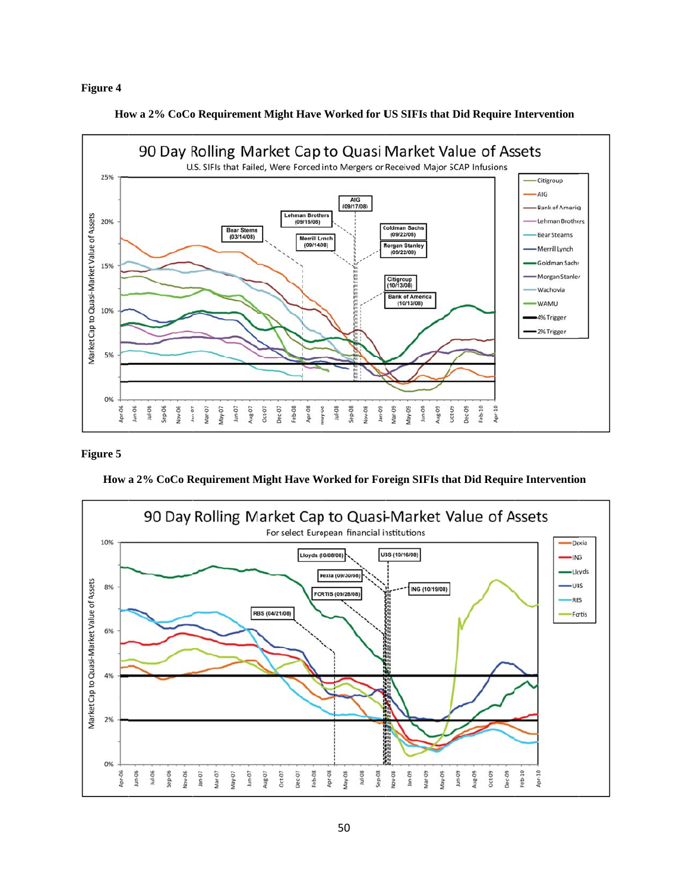**Figure 4**

**How a 2% CoCo Requirement Might Have Worked for US SIFIs that Did Require Intervention**

90 Day Rolling Market Cap to Quasi Market Value of Assets

U.S. SIFIs that Failed, Were Forced into Mergers or Received Major SCAP Infusions

Market Cap to Quasi-Market Value of Assets

25%
20%
15%
10%
5%
0%

Apr-06, Jun-06, Jul-06, Sep-06, Nov-06, Jan-07, Mar-07, May-07, Jun-07, Aug-07, Oct-07, Dec-07, Feb-08, Apr-08, May-08, Jul-08, Sep-08, Nov-08, Jan-09, Mar-09, May-09, Jun-09, Aug-09, Oct-09, Dec-09, Feb-10, Apr-10

AIG (09/17/08)
Lehman Brothers (09/15/08)
Bear Sterns (03/14/08)
Merrill Lynch (09/14/08)
Goldman Sachs (09/22/08)
Morgan Stanley (09/22/08)
Citigroup (10/13/08)
Bank of America (10/13/08)

Citigroup
AIG
Bank of America
Lehman Brothers
Bear Stearns
Merrill Lynch
Goldman Sachs
Morgan Stanley
Wachovia
WAMU
4% Trigger
2% Trigger

**Figure 5**

**How a 2% CoCo Requirement Might Have Worked for Foreign SIFIs that Did Require Intervention**

90 Day Rolling Market Cap to Quasi-Market Value of Assets

For select European financial institutions

Market Cap to Quasi-Market Value of Assets

10%
8%
6%
4%
2%
0%

Apr-06, Jun-06, Jul-06, Sep-06, Nov-06, Jan-07, Mar-07, May-07, Jun-07, Aug-07, Oct-07, Dec-07, Feb-08, Apr-08, May-08, Jul-08, Sep-08, Nov-08, Jan-09, Mar-09, May-09, Jun-09, Aug-09, Oct-09, Dec-09, Feb-10, Apr-10

Lloyds (10/08/08)
UBS (10/16/08)
Dexia (09/30/08)
ING (10/19/08)
FORTIS (09/28/08)
RBS (04/21/08)

Dexia
ING
Lloyds
UBS
RBS
Fortis